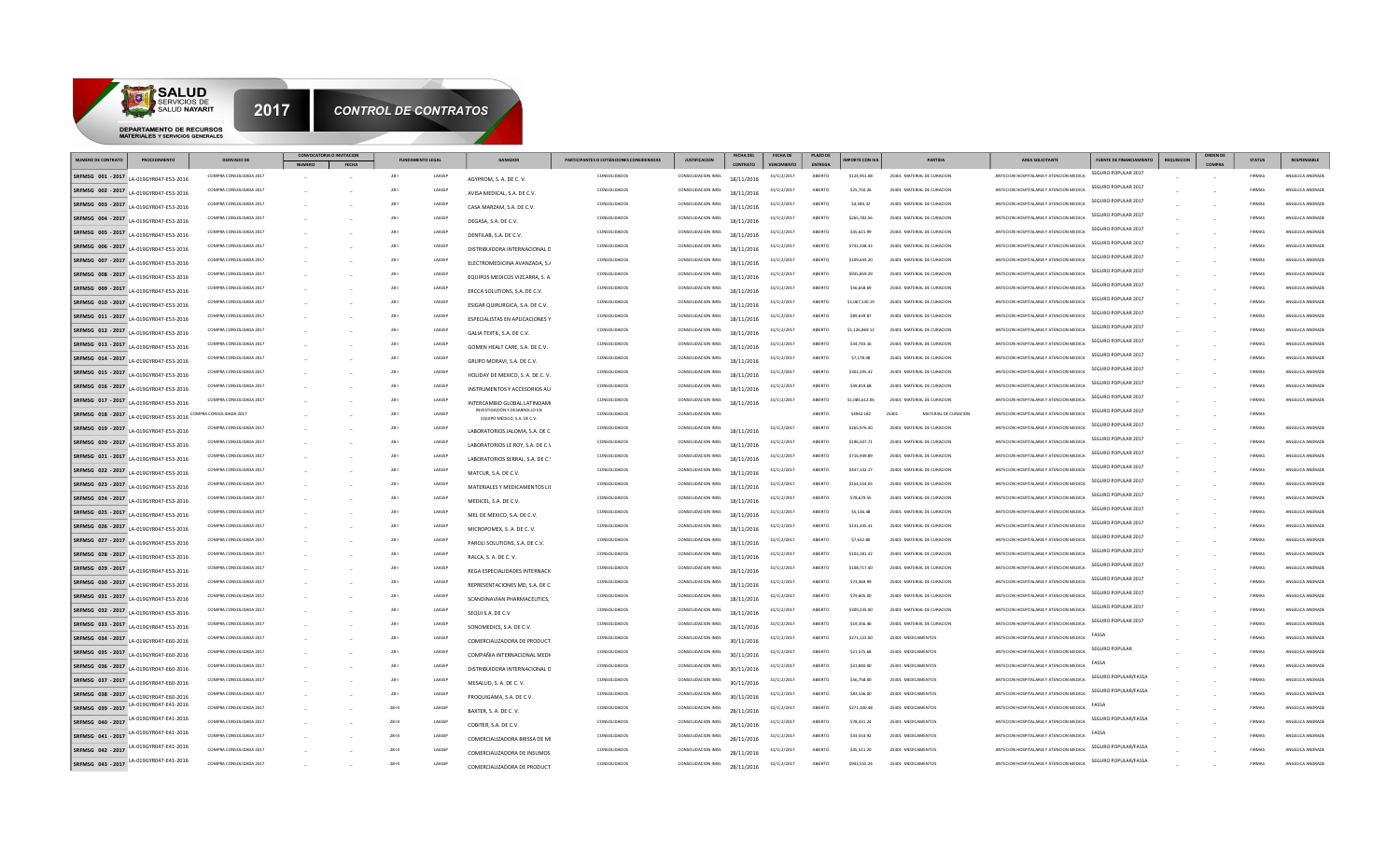SALUD SERVICIOS DE SALUD NAYARIT

DEPARTAMENTO DE RECURSOS MATERIALES Y SERVICIOS GENERALES

# 2017 CONTROL DE CONTRATOS

| NUMERO DE CONTRATO | PROCEDIMIENTO | DERIVADO DE | CONVOCATORIA O INVITACION | | FUNDAMENTO LEGAL | | GANADOR | PARTICIPANTES O COTIZACIONES CONSIDERADAS | JUSTIFICACION | FECHA DEL CONTRATO | FECHA DE VENCIMIENTO | PLAZO DE ENTREGA | IMPORTE CON IVA | PARTIDA | AREA SOLICITANTE | FUENTE DE FINANCIAMIENTO | REQUISICION | ORDEN DE COMPRA | STATUS | RESPONSABLE |
|---|---|---|---|---|---|---|---|---|---|---|---|---|---|---|---|---|---|---|---|---|
| | | | NUMERO | FECHA | | | | | | | | | | | | | | | | |
| SRFMSG 001 - 2017 | LA-019GYR047-E53-2016 | COMPRA CONSOLIDADA 2017 | _ | _ | 28-I | LAASSP | AGYPROM, S. A. DE C. V. | CONSOLIDADOS | CONSOLIDACION IMSS | 18/11/2016 | 31/12/2017 | ABIERTO | $124,953.06 | 25401 MATERIAL DE CURACION | ATENCION HOSPITALARIA Y ATENCION MEDICA | SEGURO POPULAR 2017 | _ | _ | FIRMAS | ANGELICA ANDRADE |
| SRFMSG 002 - 2017 | LA-019GYR047-E53-2016 | COMPRA CONSOLIDADA 2017 | _ | _ | 28-I | LAASSP | AVISA MEDICAL, S.A. DE C.V. | CONSOLIDADOS | CONSOLIDACION IMSS | 18/11/2016 | 31/12/2017 | ABIERTO | $25,758.26 | 25401 MATERIAL DE CURACION | ATENCION HOSPITALARIA Y ATENCION MEDICA | SEGURO POPULAR 2017 | _ | _ | FIRMAS | ANGELICA ANDRADE |
| SRFMSG 003 - 2017 | LA-019GYR047-E53-2016 | COMPRA CONSOLIDADA 2017 | _ | _ | 28-I | LAASSP | CASA MARZAM, S.A. DE C.V. | CONSOLIDADOS | CONSOLIDACION IMSS | 18/11/2016 | 31/12/2017 | ABIERTO | $4,584.32 | 25401 MATERIAL DE CURACION | ATENCION HOSPITALARIA Y ATENCION MEDICA | SEGURO POPULAR 2017 | _ | _ | FIRMAS | ANGELICA ANDRADE |
| SRFMSG 004 - 2017 | LA-019GYR047-E53-2016 | COMPRA CONSOLIDADA 2017 | _ | _ | 28-I | LAASSP | DEGASA, S.A. DE C.V. | CONSOLIDADOS | CONSOLIDACION IMSS | 18/11/2016 | 31/12/2017 | ABIERTO | $265,782.56 | 25401 MATERIAL DE CURACION | ATENCION HOSPITALARIA Y ATENCION MEDICA | SEGURO POPULAR 2017 | _ | _ | FIRMAS | ANGELICA ANDRADE |
| SRFMSG 005 - 2017 | LA-019GYR047-E53-2016 | COMPRA CONSOLIDADA 2017 | _ | _ | 28-I | LAASSP | DENTILAB, S.A. DE C.V. | CONSOLIDADOS | CONSOLIDACION IMSS | 18/11/2016 | 31/12/2017 | ABIERTO | $45,621.99 | 25401 MATERIAL DE CURACION | ATENCION HOSPITALARIA Y ATENCION MEDICA | SEGURO POPULAR 2017 | _ | _ | FIRMAS | ANGELICA ANDRADE |
| SRFMSG 006 - 2017 | LA-019GYR047-E53-2016 | COMPRA CONSOLIDADA 2017 | _ | _ | 28-I | LAASSP | DISTRIBUIDORA INTERNACIONAL D | CONSOLIDADOS | CONSOLIDACION IMSS | 18/11/2016 | 31/12/2017 | ABIERTO | $732,338.33 | 25401 MATERIAL DE CURACION | ATENCION HOSPITALARIA Y ATENCION MEDICA | SEGURO POPULAR 2017 | _ | _ | FIRMAS | ANGELICA ANDRADE |
| SRFMSG 007 - 2017 | LA-019GYR047-E53-2016 | COMPRA CONSOLIDADA 2017 | _ | _ | 28-I | LAASSP | ELECTROMEDICINA AVANZADA, S.A | CONSOLIDADOS | CONSOLIDACION IMSS | 18/11/2016 | 31/12/2017 | ABIERTO | $109,633.20 | 25401 MATERIAL DE CURACION | ATENCION HOSPITALARIA Y ATENCION MEDICA | SEGURO POPULAR 2017 | _ | _ | FIRMAS | ANGELICA ANDRADE |
| SRFMSG 008 - 2017 | LA-019GYR047-E53-2016 | COMPRA CONSOLIDADA 2017 | _ | _ | 28-I | LAASSP | EQUIPOS MEDICOS VIZCARRA, S. A | CONSOLIDADOS | CONSOLIDACION IMSS | 18/11/2016 | 31/12/2017 | ABIERTO | $935,859.29 | 25401 MATERIAL DE CURACION | ATENCION HOSPITALARIA Y ATENCION MEDICA | SEGURO POPULAR 2017 | _ | _ | FIRMAS | ANGELICA ANDRADE |
| SRFMSG 009 - 2017 | LA-019GYR047-E53-2016 | COMPRA CONSOLIDADA 2017 | _ | _ | 28-I | LAASSP | ERCCA SOLUTIONS, S.A. DE C.V. | CONSOLIDADOS | CONSOLIDACION IMSS | 18/11/2016 | 31/12/2017 | ABIERTO | $56,658.69 | 25401 MATERIAL DE CURACION | ATENCION HOSPITALARIA Y ATENCION MEDICA | SEGURO POPULAR 2017 | _ | _ | FIRMAS | ANGELICA ANDRADE |
| SRFMSG 010 - 2017 | LA-019GYR047-E53-2016 | COMPRA CONSOLIDADA 2017 | _ | _ | 28-I | LAASSP | ESIGAR QUIRURGICA, S.A. DE C.V. | CONSOLIDADOS | CONSOLIDACION IMSS | 18/11/2016 | 31/12/2017 | ABIERTO | $1,067,530.19 | 25401 MATERIAL DE CURACION | ATENCION HOSPITALARIA Y ATENCION MEDICA | SEGURO POPULAR 2017 | _ | _ | FIRMAS | ANGELICA ANDRADE |
| SRFMSG 011 - 2017 | LA-019GYR047-E53-2016 | COMPRA CONSOLIDADA 2017 | _ | _ | 28-I | LAASSP | ESPECIALISTAS EN APLICACIONES Y | CONSOLIDADOS | CONSOLIDACION IMSS | 18/11/2016 | 31/12/2017 | ABIERTO | $89,639.87 | 25401 MATERIAL DE CURACION | ATENCION HOSPITALARIA Y ATENCION MEDICA | SEGURO POPULAR 2017 | _ | _ | FIRMAS | ANGELICA ANDRADE |
| SRFMSG 012 - 2017 | LA-019GYR047-E53-2016 | COMPRA CONSOLIDADA 2017 | _ | _ | 28-I | LAASSP | GALIA TEXTIL, S.A. DE C.V. | CONSOLIDADOS | CONSOLIDACION IMSS | 18/11/2016 | 31/12/2017 | ABIERTO | $1,126,869.12 | 25401 MATERIAL DE CURACION | ATENCION HOSPITALARIA Y ATENCION MEDICA | SEGURO POPULAR 2017 | _ | _ | FIRMAS | ANGELICA ANDRADE |
| SRFMSG 013 - 2017 | LA-019GYR047-E53-2016 | COMPRA CONSOLIDADA 2017 | _ | _ | 28-I | LAASSP | GOMEN HEALT CARE, S.A. DE C.V. | CONSOLIDADOS | CONSOLIDACION IMSS | 18/11/2016 | 31/12/2017 | ABIERTO | $34,743.16 | 25401 MATERIAL DE CURACION | ATENCION HOSPITALARIA Y ATENCION MEDICA | SEGURO POPULAR 2017 | _ | _ | FIRMAS | ANGELICA ANDRADE |
| SRFMSG 014 - 2017 | LA-019GYR047-E53-2016 | COMPRA CONSOLIDADA 2017 | _ | _ | 28-I | LAASSP | GRUPO MORAVI, S.A. DE C.V. | CONSOLIDADOS | CONSOLIDACION IMSS | 18/11/2016 | 31/12/2017 | ABIERTO | $7,178.08 | 25401 MATERIAL DE CURACION | ATENCION HOSPITALARIA Y ATENCION MEDICA | SEGURO POPULAR 2017 | _ | _ | FIRMAS | ANGELICA ANDRADE |
| SRFMSG 015 - 2017 | LA-019GYR047-E53-2016 | COMPRA CONSOLIDADA 2017 | _ | _ | 28-I | LAASSP | HOLIDAY DE MEXICO, S. A. DE C. V. | CONSOLIDADOS | CONSOLIDACION IMSS | 18/11/2016 | 31/12/2017 | ABIERTO | $302,295.42 | 25401 MATERIAL DE CURACION | ATENCION HOSPITALARIA Y ATENCION MEDICA | SEGURO POPULAR 2017 | _ | _ | FIRMAS | ANGELICA ANDRADE |
| SRFMSG 016 - 2017 | LA-019GYR047-E53-2016 | COMPRA CONSOLIDADA 2017 | _ | _ | 28-I | LAASSP | INSTRUMENTOS Y ACCESORIOS AU | CONSOLIDADOS | CONSOLIDACION IMSS | 18/11/2016 | 31/12/2017 | ABIERTO | $49,819.68 | 25401 MATERIAL DE CURACION | ATENCION HOSPITALARIA Y ATENCION MEDICA | SEGURO POPULAR 2017 | _ | _ | FIRMAS | ANGELICA ANDRADE |
| SRFMSG 017 - 2017 | LA-019GYR047-E53-2016 | COMPRA CONSOLIDADA 2017 | _ | _ | 28-I | LAASSP | INTERCAMBIO GLOBAL LATINOAMI | CONSOLIDADOS | CONSOLIDACION IMSS | 18/11/2016 | 31/12/2017 | ABIERTO | $1,084,612.06 | 25401 MATERIAL DE CURACION | ATENCION HOSPITALARIA Y ATENCION MEDICA | SEGURO POPULAR 2017 | _ | _ | FIRMAS | ANGELICA ANDRADE |
| SRFMSG 018 - 2017 | LA-019GYR047-E53-2016 | COMPRA CONSOLIDADA 2017 | | | 28-I | LAASSP | INVESTIGACIÓN Y DESARROLLO EN EQUIPO MÉDICO, S.A. DE C.V. | CONSOLIDADOS | CONSOLIDACION IMSS | | | ABIERTO | $4962.182 | 25401 MATERIAL DE CURACION | ATENCION HOSPITALARIA Y ATENCION MEDICA | SEGURO POPULAR 2017 | _ | _ | FIRMAS | |
| SRFMSG 019 - 2017 | LA-019GYR047-E53-2016 | COMPRA CONSOLIDADA 2017 | _ | _ | 28-I | LAASSP | LABORATORIOS JALOMA, S.A. DE C | CONSOLIDADOS | CONSOLIDACION IMSS | 18/11/2016 | 31/12/2017 | ABIERTO | $265,976.40 | 25401 MATERIAL DE CURACION | ATENCION HOSPITALARIA Y ATENCION MEDICA | SEGURO POPULAR 2017 | _ | _ | FIRMAS | ANGELICA ANDRADE |
| SRFMSG 020 - 2017 | LA-019GYR047-E53-2016 | COMPRA CONSOLIDADA 2017 | _ | _ | 28-I | LAASSP | LABORATORIOS LE ROY, S.A. DE C.V | CONSOLIDADOS | CONSOLIDACION IMSS | 18/11/2016 | 31/12/2017 | ABIERTO | $196,507.71 | 25401 MATERIAL DE CURACION | ATENCION HOSPITALARIA Y ATENCION MEDICA | SEGURO POPULAR 2017 | _ | _ | FIRMAS | ANGELICA ANDRADE |
| SRFMSG 021 - 2017 | LA-019GYR047-E53-2016 | COMPRA CONSOLIDADA 2017 | _ | _ | 28-I | LAASSP | LABORATORIOS SERRAL, S.A. DE C.V | CONSOLIDADOS | CONSOLIDACION IMSS | 18/11/2016 | 31/12/2017 | ABIERTO | $716,949.89 | 25401 MATERIAL DE CURACION | ATENCION HOSPITALARIA Y ATENCION MEDICA | SEGURO POPULAR 2017 | _ | _ | FIRMAS | ANGELICA ANDRADE |
| SRFMSG 022 - 2017 | LA-019GYR047-E53-2016 | COMPRA CONSOLIDADA 2017 | _ | _ | 28-I | LAASSP | MATCUR, S.A. DE C.V. | CONSOLIDADOS | CONSOLIDACION IMSS | 18/11/2016 | 31/12/2017 | ABIERTO | $437,132.17 | 25401 MATERIAL DE CURACION | ATENCION HOSPITALARIA Y ATENCION MEDICA | SEGURO POPULAR 2017 | _ | _ | FIRMAS | ANGELICA ANDRADE |
| SRFMSG 023 - 2017 | LA-019GYR047-E53-2016 | COMPRA CONSOLIDADA 2017 | _ | _ | 28-I | LAASSP | MATERIALES Y MEDICAMENTOS LI | CONSOLIDADOS | CONSOLIDACION IMSS | 18/11/2016 | 31/12/2017 | ABIERTO | $154,554.05 | 25401 MATERIAL DE CURACION | ATENCION HOSPITALARIA Y ATENCION MEDICA | SEGURO POPULAR 2017 | _ | _ | FIRMAS | ANGELICA ANDRADE |
| SRFMSG 024 - 2017 | LA-019GYR047-E53-2016 | COMPRA CONSOLIDADA 2017 | _ | _ | 28-I | LAASSP | MEDICEL, S.A. DE C.V. | CONSOLIDADOS | CONSOLIDACION IMSS | 18/11/2016 | 31/12/2017 | ABIERTO | $78,679.55 | 25401 MATERIAL DE CURACION | ATENCION HOSPITALARIA Y ATENCION MEDICA | SEGURO POPULAR 2017 | _ | _ | FIRMAS | ANGELICA ANDRADE |
| SRFMSG 025 - 2017 | LA-019GYR047-E53-2016 | COMPRA CONSOLIDADA 2017 | _ | _ | 28-I | LAASSP | MEL DE MEXICO, S.A. DE C.V. | CONSOLIDADOS | CONSOLIDACION IMSS | 18/11/2016 | 31/12/2017 | ABIERTO | $5,136.48 | 25401 MATERIAL DE CURACION | ATENCION HOSPITALARIA Y ATENCION MEDICA | SEGURO POPULAR 2017 | _ | _ | FIRMAS | ANGELICA ANDRADE |
| SRFMSG 026 - 2017 | LA-019GYR047-E53-2016 | COMPRA CONSOLIDADA 2017 | _ | _ | 28-I | LAASSP | MICROPOMEX, S. A. DE C. V. | CONSOLIDADOS | CONSOLIDACION IMSS | 18/11/2016 | 31/12/2017 | ABIERTO | $131,345.41 | 25401 MATERIAL DE CURACION | ATENCION HOSPITALARIA Y ATENCION MEDICA | SEGURO POPULAR 2017 | _ | _ | FIRMAS | ANGELICA ANDRADE |
| SRFMSG 027 - 2017 | LA-019GYR047-E53-2016 | COMPRA CONSOLIDADA 2017 | _ | _ | 28-I | LAASSP | PAROLI SOLUTIONS, S.A. DE C.V. | CONSOLIDADOS | CONSOLIDACION IMSS | 18/11/2016 | 31/12/2017 | ABIERTO | $7,642.80 | 25401 MATERIAL DE CURACION | ATENCION HOSPITALARIA Y ATENCION MEDICA | SEGURO POPULAR 2017 | _ | _ | FIRMAS | ANGELICA ANDRADE |
| SRFMSG 028 - 2017 | LA-019GYR047-E53-2016 | COMPRA CONSOLIDADA 2017 | _ | _ | 28-I | LAASSP | RALCA, S. A. DE C. V. | CONSOLIDADOS | CONSOLIDACION IMSS | 18/11/2016 | 31/12/2017 | ABIERTO | $103,181.42 | 25401 MATERIAL DE CURACION | ATENCION HOSPITALARIA Y ATENCION MEDICA | SEGURO POPULAR 2017 | _ | _ | FIRMAS | ANGELICA ANDRADE |
| SRFMSG 029 - 2017 | LA-019GYR047-E53-2016 | COMPRA CONSOLIDADA 2017 | _ | _ | 28-I | LAASSP | REGA ESPECIALIDADES INTERNACK | CONSOLIDADOS | CONSOLIDACION IMSS | 18/11/2016 | 31/12/2017 | ABIERTO | $108,717.40 | 25401 MATERIAL DE CURACION | ATENCION HOSPITALARIA Y ATENCION MEDICA | SEGURO POPULAR 2017 | _ | _ | FIRMAS | ANGELICA ANDRADE |
| SRFMSG 030 - 2017 | LA-019GYR047-E53-2016 | COMPRA CONSOLIDADA 2017 | _ | _ | 28-I | LAASSP | REPRESENTACIONES MD, S.A. DE C | CONSOLIDADOS | CONSOLIDACION IMSS | 18/11/2016 | 31/12/2017 | ABIERTO | $73,469.99 | 25401 MATERIAL DE CURACION | ATENCION HOSPITALARIA Y ATENCION MEDICA | SEGURO POPULAR 2017 | _ | _ | FIRMAS | ANGELICA ANDRADE |
| SRFMSG 031 - 2017 | LA-019GYR047-E53-2016 | COMPRA CONSOLIDADA 2017 | _ | _ | 28-I | LAASSP | SCANDINAVIAN PHARMACEUTICS, | CONSOLIDADOS | CONSOLIDACION IMSS | 18/11/2016 | 31/12/2017 | ABIERTO | $79,605.00 | 25401 MATERIAL DE CURACION | ATENCION HOSPITALARIA Y ATENCION MEDICA | SEGURO POPULAR 2017 | _ | _ | FIRMAS | ANGELICA ANDRADE |
| SRFMSG 032 - 2017 | LA-019GYR047-E53-2016 | COMPRA CONSOLIDADA 2017 | _ | _ | 28-I | LAASSP | SEQUI S.A. DE C.V | CONSOLIDADOS | CONSOLIDACION IMSS | 18/11/2016 | 31/12/2017 | ABIERTO | $409,235.00 | 25401 MATERIAL DE CURACION | ATENCION HOSPITALARIA Y ATENCION MEDICA | SEGURO POPULAR 2017 | _ | _ | FIRMAS | ANGELICA ANDRADE |
| SRFMSG 033 - 2017 | LA-019GYR047-E53-2016 | COMPRA CONSOLIDADA 2017 | _ | _ | 28-I | LAASSP | SONOMEDICS, S.A. DE C.V. | CONSOLIDADOS | CONSOLIDACION IMSS | 18/11/2016 | 31/12/2017 | ABIERTO | $19,356.36 | 25401 MATERIAL DE CURACION | ATENCION HOSPITALARIA Y ATENCION MEDICA | SEGURO POPULAR 2017 | _ | _ | FIRMAS | ANGELICA ANDRADE |
| SRFMSG 034 - 2017 | LA-019GYR047-E60-2016 | COMPRA CONSOLIDADA 2017 | _ | _ | 28-I | LAASSP | COMERCIALIZADORA DE PRODUCT | CONSOLIDADOS | CONSOLIDACION IMSS | 30/11/2016 | 31/12/2017 | ABIERTO | $271,122.00 | 25301 MEDICAMENTOS | ATENCION HOSPITALARIA Y ATENCION MEDICA | FASSA | _ | _ | FIRMAS | ANGELICA ANDRADE |
| SRFMSG 035 - 2017 | LA-019GYR047-E60-2016 | COMPRA CONSOLIDADA 2017 | _ | _ | 28-I | LAASSP | COMPAÑÍA INTERNACIONAL MEDI | CONSOLIDADOS | CONSOLIDACION IMSS | 30/11/2016 | 31/12/2017 | ABIERTO | $21,575.68 | 25301 MEDICAMENTOS | ATENCION HOSPITALARIA Y ATENCION MEDICA | SEGURO POPULAR | _ | _ | FIRMAS | ANGELICA ANDRADE |
| SRFMSG 036 - 2017 | LA-019GYR047-E60-2016 | COMPRA CONSOLIDADA 2017 | _ | _ | 28-I | LAASSP | DISTRIBUIDORA INTERNACIONAL D | CONSOLIDADOS | CONSOLIDACION IMSS | 30/11/2016 | 31/12/2017 | ABIERTO | $31,840.00 | 25301 MEDICAMENTOS | ATENCION HOSPITALARIA Y ATENCION MEDICA | FASSA | _ | _ | FIRMAS | ANGELICA ANDRADE |
| SRFMSG 037 - 2017 | LA-019GYR047-E60-2016 | COMPRA CONSOLIDADA 2017 | _ | _ | 28-I | LAASSP | MESALUD, S. A. DE C. V. | CONSOLIDADOS | CONSOLIDACION IMSS | 30/11/2016 | 31/12/2017 | ABIERTO | $56,758.00 | 25301 MEDICAMENTOS | ATENCION HOSPITALARIA Y ATENCION MEDICA | SEGURO POPULAR/FASSA | _ | _ | FIRMAS | ANGELICA ANDRADE |
| SRFMSG 038 - 2017 | LA-019GYR047-E60-2016 | COMPRA CONSOLIDADA 2017 | _ | _ | 28-I | LAASSP | PROQUIGAMA, S.A. DE C.V. | CONSOLIDADOS | CONSOLIDACION IMSS | 30/11/2016 | 31/12/2017 | ABIERTO | $83,536.00 | 25301 MEDICAMENTOS | ATENCION HOSPITALARIA Y ATENCION MEDICA | SEGURO POPULAR/FASSA | _ | _ | FIRMAS | ANGELICA ANDRADE |
| SRFMSG 039 - 2017 | LA-019GYR047-E41-2016 | COMPRA CONSOLIDADA 2017 | _ | _ | 28-II | LAASSP | BAXTER, S. A. DE C. V. | CONSOLIDADOS | CONSOLIDACION IMSS | 28/11/2016 | 31/12/2017 | ABIERTO | $271,100.68 | 25301 MEDICAMENTOS | ATENCION HOSPITALARIA Y ATENCION MEDICA | FASSA | _ | _ | FIRMAS | ANGELICA ANDRADE |
| SRFMSG 040 - 2017 | LA-019GYR047-E41-2016 | COMPRA CONSOLIDADA 2017 | _ | _ | 28-II | LAASSP | COBITER, S.A. DE C.V. | CONSOLIDADOS | CONSOLIDACION IMSS | 28/11/2016 | 31/12/2017 | ABIERTO | $78,431.24 | 25301 MEDICAMENTOS | ATENCION HOSPITALARIA Y ATENCION MEDICA | SEGURO POPULAR/FASSA | _ | _ | FIRMAS | ANGELICA ANDRADE |
| SRFMSG 041 - 2017 | LA-019GYR047-E41-2016 | COMPRA CONSOLIDADA 2017 | _ | _ | 28-II | LAASSP | COMERCIALIZADORA BRISSA DE MI | CONSOLIDADOS | CONSOLIDACION IMSS | 28/11/2016 | 31/12/2017 | ABIERTO | $34,553.92 | 25301 MEDICAMENTOS | ATENCION HOSPITALARIA Y ATENCION MEDICA | FASSA | _ | _ | FIRMAS | ANGELICA ANDRADE |
| SRFMSG 042 - 2017 | LA-019GYR047-E41-2016 | COMPRA CONSOLIDADA 2017 | _ | _ | 28-II | LAASSP | COMERCIALIZADORA DE INSUMOS | CONSOLIDADOS | CONSOLIDACION IMSS | 28/11/2016 | 31/12/2017 | ABIERTO | $35,311.20 | 25301 MEDICAMENTOS | ATENCION HOSPITALARIA Y ATENCION MEDICA | SEGURO POPULAR/FASSA | _ | _ | FIRMAS | ANGELICA ANDRADE |
| SRFMSG 043 - 2017 | LA-019GYR047-E41-2016 | COMPRA CONSOLIDADA 2017 | _ | _ | 28-II | LAASSP | COMERCIALIZADORA DE PRODUCT | CONSOLIDADOS | CONSOLIDACION IMSS | 28/11/2016 | 31/12/2017 | ABIERTO | $943,555.24 | 25301 MEDICAMENTOS | ATENCION HOSPITALARIA Y ATENCION MEDICA | SEGURO POPULAR/FASSA | _ | _ | FIRMAS | ANGELICA ANDRADE |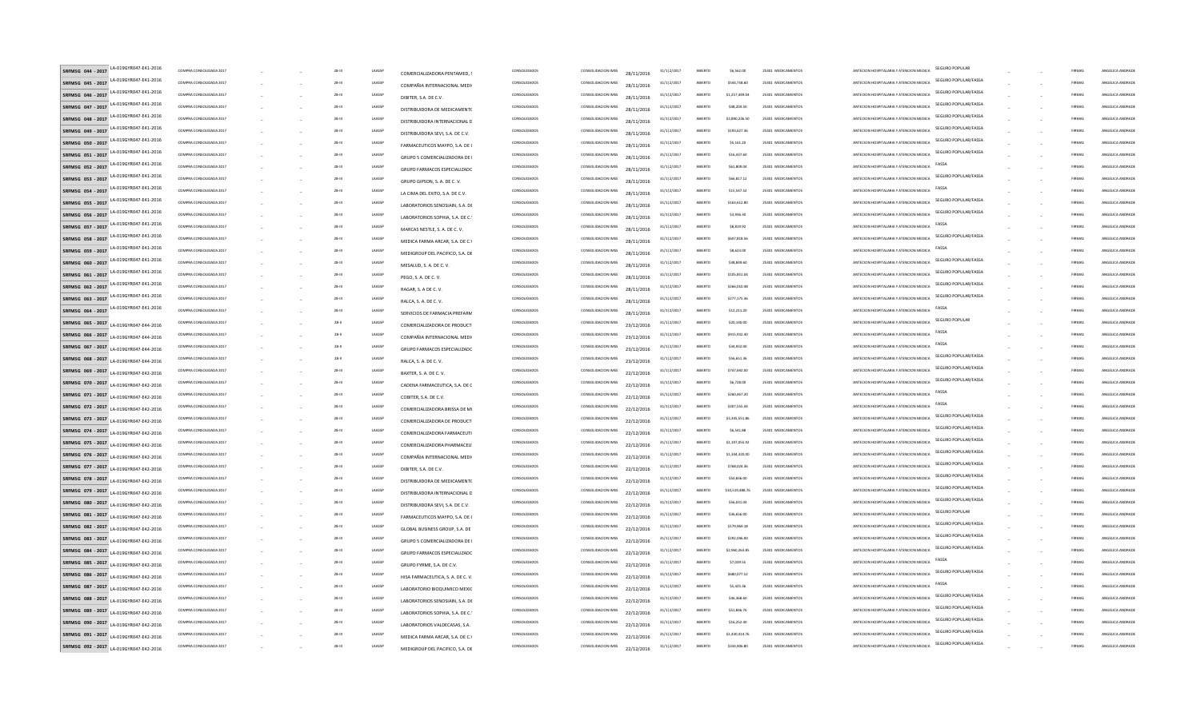| | | | | | | | | | | | | | | | | | | | | |
|---|---|---|---|---|---|---|---|---|---|---|---|---|---|---|---|---|---|---|---|---|
| SRFMSG 044 - 2017 | LA-019GYR047-E41-2016 | COMPRA CONSOLIDADA 2017 | – | – | 28-III | LAASSP | COMERCIALIZADORA PENTAMED, S | CONSOLIDADOS | CONSOLIDACION IMSS | 28/11/2016 | 31/12/2017 | ABIERTO | $6,562.00 | 25301 MEDICAMENTOS | ANTECION HOSPITALARIA Y ATENCION MEDICA | SEGURO POPULAR | – | – | FIRMAS | ANGELICA ANDRADE |
| SRFMSG 045 - 2017 | LA-019GYR047-E41-2016 | COMPRA CONSOLIDADA 2017 | – | – | 28-III | LAASSP | COMPAÑIA INTERNACIONAL MEDI | CONSOLIDADOS | CONSOLIDACION IMSS | 28/11/2016 | 31/12/2017 | ABIERTO | $544,758.60 | 25301 MEDICAMENTOS | ANTECION HOSPITALARIA Y ATENCION MEDICA | SEGURO POPULAR/FASSA | – | – | FIRMAS | ANGELICA ANDRADE |
| SRFMSG 046 - 2017 | LA-019GYR047-E41-2016 | COMPRA CONSOLIDADA 2017 | – | – | 28-III | LAASSP | DIBITER, S.A. DE C.V. | CONSOLIDADOS | CONSOLIDACION IMSS | 28/11/2016 | 31/12/2017 | ABIERTO | $1,257,449.04 | 25301 MEDICAMENTOS | ANTECION HOSPITALARIA Y ATENCION MEDICA | SEGURO POPULAR/FASSA | – | – | FIRMAS | ANGELICA ANDRADE |
| SRFMSG 047 - 2017 | LA-019GYR047-E41-2016 | COMPRA CONSOLIDADA 2017 | – | – | 28-III | LAASSP | DISTRIBUIDORA DE MEDICAMENTO | CONSOLIDADOS | CONSOLIDACION IMSS | 28/11/2016 | 31/12/2017 | ABIERTO | $48,208.50 | 25301 MEDICAMENTOS | ANTECION HOSPITALARIA Y ATENCION MEDICA | SEGURO POPULAR/FASSA | – | – | FIRMAS | ANGELICA ANDRADE |
| SRFMSG 048 - 2017 | LA-019GYR047-E41-2016 | COMPRA CONSOLIDADA 2017 | – | – | 28-III | LAASSP | DISTRIBUIDORA INTERNACIONAL D | CONSOLIDADOS | CONSOLIDACION IMSS | 28/11/2016 | 31/12/2017 | ABIERTO | $3,890,236.50 | 25301 MEDICAMENTOS | ANTECION HOSPITALARIA Y ATENCION MEDICA | SEGURO POPULAR/FASSA | – | – | FIRMAS | ANGELICA ANDRADE |
| SRFMSG 049 - 2017 | LA-019GYR047-E41-2016 | COMPRA CONSOLIDADA 2017 | – | – | 28-III | LAASSP | DISTRIBUIDORA SEVI, S.A. DE C.V. | CONSOLIDADOS | CONSOLIDACION IMSS | 28/11/2016 | 31/12/2017 | ABIERTO | $193,627.36 | 25301 MEDICAMENTOS | ANTECION HOSPITALARIA Y ATENCION MEDICA | SEGURO POPULAR/FASSA | – | – | FIRMAS | ANGELICA ANDRADE |
| SRFMSG 050 - 2017 | LA-019GYR047-E41-2016 | COMPRA CONSOLIDADA 2017 | – | – | 28-III | LAASSP | FARMACEUTICOS MAYPO, S.A. DE ( | CONSOLIDADOS | CONSOLIDACION IMSS | 28/11/2016 | 31/12/2017 | ABIERTO | $5,161.20 | 25301 MEDICAMENTOS | ANTECION HOSPITALARIA Y ATENCION MEDICA | SEGURO POPULAR/FASSA | – | – | FIRMAS | ANGELICA ANDRADE |
| SRFMSG 051 - 2017 | LA-019GYR047-E41-2016 | COMPRA CONSOLIDADA 2017 | – | – | 28-III | LAASSP | GRUPO 5 COMERCIALIZADORA DE ( | CONSOLIDADOS | CONSOLIDACION IMSS | 28/11/2016 | 31/12/2017 | ABIERTO | $16,437.60 | 25301 MEDICAMENTOS | ANTECION HOSPITALARIA Y ATENCION MEDICA | SEGURO POPULAR/FASSA | – | – | FIRMAS | ANGELICA ANDRADE |
| SRFMSG 052 - 2017 | LA-019GYR047-E41-2016 | COMPRA CONSOLIDADA 2017 | – | – | 28-III | LAASSP | GRUPO FARMACOS ESPECIALIZADO | CONSOLIDADOS | CONSOLIDACION IMSS | 28/11/2016 | 31/12/2017 | ABIERTO | $61,809.04 | 25301 MEDICAMENTOS | ANTECION HOSPITALARIA Y ATENCION MEDICA | FASSA | – | – | FIRMAS | ANGELICA ANDRADE |
| SRFMSG 053 - 2017 | LA-019GYR047-E41-2016 | COMPRA CONSOLIDADA 2017 | – | – | 28-III | LAASSP | GRUPO GIPSON, S. A. DE C. V. | CONSOLIDADOS | CONSOLIDACION IMSS | 28/11/2016 | 31/12/2017 | ABIERTO | $66,817.12 | 25301 MEDICAMENTOS | ANTECION HOSPITALARIA Y ATENCION MEDICA | SEGURO POPULAR/FASSA | – | – | FIRMAS | ANGELICA ANDRADE |
| SRFMSG 054 - 2017 | LA-019GYR047-E41-2016 | COMPRA CONSOLIDADA 2017 | – | – | 28-III | LAASSP | LA CIMA DEL EXITO, S.A. DE C.V. | CONSOLIDADOS | CONSOLIDACION IMSS | 28/11/2016 | 31/12/2017 | ABIERTO | $15,567.52 | 25301 MEDICAMENTOS | ANTECION HOSPITALARIA Y ATENCION MEDICA | FASSA | – | – | FIRMAS | ANGELICA ANDRADE |
| SRFMSG 055 - 2017 | LA-019GYR047-E41-2016 | COMPRA CONSOLIDADA 2017 | – | – | 28-III | LAASSP | LABORATORIOS SENOSIAIN, S.A. DE | CONSOLIDADOS | CONSOLIDACION IMSS | 28/11/2016 | 31/12/2017 | ABIERTO | $164,612.80 | 25301 MEDICAMENTOS | ANTECION HOSPITALARIA Y ATENCION MEDICA | SEGURO POPULAR/FASSA | – | – | FIRMAS | ANGELICA ANDRADE |
| SRFMSG 056 - 2017 | LA-019GYR047-E41-2016 | COMPRA CONSOLIDADA 2017 | – | – | 28-III | LAASSP | LABORATORIOS SOPHIA, S.A. DE C.' | CONSOLIDADOS | CONSOLIDACION IMSS | 28/11/2016 | 31/12/2017 | ABIERTO | $3,936.30 | 25301 MEDICAMENTOS | ANTECION HOSPITALARIA Y ATENCION MEDICA | SEGURO POPULAR/FASSA | – | – | FIRMAS | ANGELICA ANDRADE |
| SRFMSG 057 - 2017 | LA-019GYR047-E41-2016 | COMPRA CONSOLIDADA 2017 | – | – | 28-III | LAASSP | MARCAS NESTLE, S. A. DE C. V. | CONSOLIDADOS | CONSOLIDACION IMSS | 28/11/2016 | 31/12/2017 | ABIERTO | $8,819.92 | 25301 MEDICAMENTOS | ANTECION HOSPITALARIA Y ATENCION MEDICA | FASSA | – | – | FIRMAS | ANGELICA ANDRADE |
| SRFMSG 058 - 2017 | LA-019GYR047-E41-2016 | COMPRA CONSOLIDADA 2017 | – | – | 28-III | LAASSP | MEDICA FARMA ARCAR, S.A. DE C.' | CONSOLIDADOS | CONSOLIDACION IMSS | 28/11/2016 | 31/12/2017 | ABIERTO | $607,828.56 | 25301 MEDICAMENTOS | ANTECION HOSPITALARIA Y ATENCION MEDICA | SEGURO POPULAR/FASSA | – | – | FIRMAS | ANGELICA ANDRADE |
| SRFMSG 059 - 2017 | LA-019GYR047-E41-2016 | COMPRA CONSOLIDADA 2017 | – | – | 28-III | LAASSP | MEDIGROUP DEL PACIFICO, S.A. DE | CONSOLIDADOS | CONSOLIDACION IMSS | 28/11/2016 | 31/12/2017 | ABIERTO | $8,623.00 | 25301 MEDICAMENTOS | ANTECION HOSPITALARIA Y ATENCION MEDICA | FASSA | – | – | FIRMAS | ANGELICA ANDRADE |
| SRFMSG 060 - 2017 | LA-019GYR047-E41-2016 | COMPRA CONSOLIDADA 2017 | – | – | 28-III | LAASSP | MESALUD, S. A. DE C. V. | CONSOLIDADOS | CONSOLIDACION IMSS | 28/11/2016 | 31/12/2017 | ABIERTO | $38,869.60 | 25301 MEDICAMENTOS | ANTECION HOSPITALARIA Y ATENCION MEDICA | SEGURO POPULAR/FASSA | – | – | FIRMAS | ANGELICA ANDRADE |
| SRFMSG 061 - 2017 | LA-019GYR047-E41-2016 | COMPRA CONSOLIDADA 2017 | – | – | 28-III | LAASSP | PEGO, S. A. DE C. V. | CONSOLIDADOS | CONSOLIDACION IMSS | 28/11/2016 | 31/12/2017 | ABIERTO | $105,853.04 | 25301 MEDICAMENTOS | ANTECION HOSPITALARIA Y ATENCION MEDICA | SEGURO POPULAR/FASSA | – | – | FIRMAS | ANGELICA ANDRADE |
| SRFMSG 062 - 2017 | LA-019GYR047-E41-2016 | COMPRA CONSOLIDADA 2017 | – | – | 28-III | LAASSP | RAGAR, S. A DE C. V. | CONSOLIDADOS | CONSOLIDACION IMSS | 28/11/2016 | 31/12/2017 | ABIERTO | $266,010.48 | 25301 MEDICAMENTOS | ANTECION HOSPITALARIA Y ATENCION MEDICA | SEGURO POPULAR/FASSA | – | – | FIRMAS | ANGELICA ANDRADE |
| SRFMSG 063 - 2017 | LA-019GYR047-E41-2016 | COMPRA CONSOLIDADA 2017 | – | – | 28-III | LAASSP | RALCA, S. A. DE C. V. | CONSOLIDADOS | CONSOLIDACION IMSS | 28/11/2016 | 31/12/2017 | ABIERTO | $277,175.36 | 25301 MEDICAMENTOS | ANTECION HOSPITALARIA Y ATENCION MEDICA | SEGURO POPULAR/FASSA | – | – | FIRMAS | ANGELICA ANDRADE |
| SRFMSG 064 - 2017 | LA-019GYR047-E41-2016 | COMPRA CONSOLIDADA 2017 | – | – | 28-III | LAASSP | SERVICIOS DE FARMACIA PREFARM | CONSOLIDADOS | CONSOLIDACION IMSS | 28/11/2016 | 31/12/2017 | ABIERTO | $12,211.20 | 25301 MEDICAMENTOS | ANTECION HOSPITALARIA Y ATENCION MEDICA | FASSA | – | – | FIRMAS | ANGELICA ANDRADE |
| SRFMSG 065 - 2017 | LA-019GYR047-E44-2016 | COMPRA CONSOLIDADA 2017 | – | – | 28-II | LAASSP | COMERCIALIZADORA DE PRODUCT | CONSOLIDADOS | CONSOLIDACION IMSS | 23/12/2016 | 31/12/2017 | ABIERTO | $20,160.00 | 25301 MEDICAMENTOS | ANTECION HOSPITALARIA Y ATENCION MEDICA | SEGURO POPULAR | – | – | FIRMAS | ANGELICA ANDRADE |
| SRFMSG 066 - 2017 | LA-019GYR047-E44-2016 | COMPRA CONSOLIDADA 2017 | – | – | 28-II | LAASSP | COMPAÑIA INTERNACIONAL MEDI | CONSOLIDADOS | CONSOLIDACION IMSS | 23/12/2016 | 31/12/2017 | ABIERTO | $915,932.40 | 25301 MEDICAMENTOS | ANTECION HOSPITALARIA Y ATENCION MEDICA | FASSA | – | – | FIRMAS | ANGELICA ANDRADE |
| SRFMSG 067 - 2017 | LA-019GYR047-E44-2016 | COMPRA CONSOLIDADA 2017 | – | – | 28-II | LAASSP | GRUPO FARMACOS ESPECIALIZADO | CONSOLIDADOS | CONSOLIDACION IMSS | 23/12/2016 | 31/12/2017 | ABIERTO | $34,932.00 | 25301 MEDICAMENTOS | ANTECION HOSPITALARIA Y ATENCION MEDICA | FASSA | – | – | FIRMAS | ANGELICA ANDRADE |
| SRFMSG 068 - 2017 | LA-019GYR047-E44-2016 | COMPRA CONSOLIDADA 2017 | – | – | 28-II | LAASSP | RALCA, S. A. DE C. V. | CONSOLIDADOS | CONSOLIDACION IMSS | 23/12/2016 | 31/12/2017 | ABIERTO | $56,851.36 | 25301 MEDICAMENTOS | ANTECION HOSPITALARIA Y ATENCION MEDICA | SEGURO POPULAR/FASSA | – | – | FIRMAS | ANGELICA ANDRADE |
| SRFMSG 069 - 2017 | LA-019GYR047-E42-2016 | COMPRA CONSOLIDADA 2017 | – | – | 28-III | LAASSP | BAXTER, S. A. DE C. V. | CONSOLIDADOS | CONSOLIDACION IMSS | 22/12/2016 | 31/12/2017 | ABIERTO | $747,692.00 | 25301 MEDICAMENTOS | ANTECION HOSPITALARIA Y ATENCION MEDICA | SEGURO POPULAR/FASSA | – | – | FIRMAS | ANGELICA ANDRADE |
| SRFMSG 070 - 2017 | LA-019GYR047-E42-2016 | COMPRA CONSOLIDADA 2017 | – | – | 28-III | LAASSP | CADENA FARMACEUTICA, S.A. DE C | CONSOLIDADOS | CONSOLIDACION IMSS | 22/12/2016 | 31/12/2017 | ABIERTO | $6,728.00 | 25301 MEDICAMENTOS | ANTECION HOSPITALARIA Y ATENCION MEDICA | SEGURO POPULAR/FASSA | – | – | FIRMAS | ANGELICA ANDRADE |
| SRFMSG 071 - 2017 | LA-019GYR047-E42-2016 | COMPRA CONSOLIDADA 2017 | – | – | 28-III | LAASSP | COBITER, S.A. DE C.V. | CONSOLIDADOS | CONSOLIDACION IMSS | 22/12/2016 | 31/12/2017 | ABIERTO | $260,467.20 | 25301 MEDICAMENTOS | ANTECION HOSPITALARIA Y ATENCION MEDICA | FASSA | – | – | FIRMAS | ANGELICA ANDRADE |
| SRFMSG 072 - 2017 | LA-019GYR047-E42-2016 | COMPRA CONSOLIDADA 2017 | – | – | 28-III | LAASSP | COMERCIALIZADORA BRISSA DE MI | CONSOLIDADOS | CONSOLIDACION IMSS | 22/12/2016 | 31/12/2017 | ABIERTO | $307,555.44 | 25301 MEDICAMENTOS | ANTECION HOSPITALARIA Y ATENCION MEDICA | FASSA | – | – | FIRMAS | ANGELICA ANDRADE |
| SRFMSG 073 - 2017 | LA-019GYR047-E42-2016 | COMPRA CONSOLIDADA 2017 | – | – | 28-III | LAASSP | COMERCIALIZADORA DE PRODUCT | CONSOLIDADOS | CONSOLIDACION IMSS | 22/12/2016 | 31/12/2017 | ABIERTO | $3,345,551.86 | 25301 MEDICAMENTOS | ANTECION HOSPITALARIA Y ATENCION MEDICA | SEGURO POPULAR/FASSA | – | – | FIRMAS | ANGELICA ANDRADE |
| SRFMSG 074 - 2017 | LA-019GYR047-E42-2016 | COMPRA CONSOLIDADA 2017 | – | – | 28-III | LAASSP | COMERCIALIZADORA FARMACEUTI | CONSOLIDADOS | CONSOLIDACION IMSS | 22/12/2016 | 31/12/2017 | ABIERTO | $6,541.88 | 25301 MEDICAMENTOS | ANTECION HOSPITALARIA Y ATENCION MEDICA | SEGURO POPULAR/FASSA | – | – | FIRMAS | ANGELICA ANDRADE |
| SRFMSG 075 - 2017 | LA-019GYR047-E42-2016 | COMPRA CONSOLIDADA 2017 | – | – | 28-III | LAASSP | COMERCIALIZADORA PHARMACEU | CONSOLIDADOS | CONSOLIDACION IMSS | 22/12/2016 | 31/12/2017 | ABIERTO | $1,197,055.92 | 25301 MEDICAMENTOS | ANTECION HOSPITALARIA Y ATENCION MEDICA | SEGURO POPULAR/FASSA | – | – | FIRMAS | ANGELICA ANDRADE |
| SRFMSG 076 - 2017 | LA-019GYR047-E42-2016 | COMPRA CONSOLIDADA 2017 | – | – | 28-III | LAASSP | COMPAÑIA INTERNACIONAL MEDI | CONSOLIDADOS | CONSOLIDACION IMSS | 22/12/2016 | 31/12/2017 | ABIERTO | $1,334,320.00 | 25301 MEDICAMENTOS | ANTECION HOSPITALARIA Y ATENCION MEDICA | SEGURO POPULAR/FASSA | – | – | FIRMAS | ANGELICA ANDRADE |
| SRFMSG 077 - 2017 | LA-019GYR047-E42-2016 | COMPRA CONSOLIDADA 2017 | – | – | 28-III | LAASSP | DIBITER, S.A. DE C.V. | CONSOLIDADOS | CONSOLIDACION IMSS | 22/12/2016 | 31/12/2017 | ABIERTO | $768,024.36 | 25301 MEDICAMENTOS | ANTECION HOSPITALARIA Y ATENCION MEDICA | SEGURO POPULAR/FASSA | – | – | FIRMAS | ANGELICA ANDRADE |
| SRFMSG 078 - 2017 | LA-019GYR047-E42-2016 | COMPRA CONSOLIDADA 2017 | – | – | 28-III | LAASSP | DISTRIBUIDORA DE MEDICAMENTO | CONSOLIDADOS | CONSOLIDACION IMSS | 22/12/2016 | 31/12/2017 | ABIERTO | $50,836.00 | 25301 MEDICAMENTOS | ANTECION HOSPITALARIA Y ATENCION MEDICA | SEGURO POPULAR/FASSA | – | – | FIRMAS | ANGELICA ANDRADE |
| SRFMSG 079 - 2017 | LA-019GYR047-E42-2016 | COMPRA CONSOLIDADA 2017 | – | – | 28-III | LAASSP | DISTRIBUIDORA INTERNACIONAL D | CONSOLIDADOS | CONSOLIDACION IMSS | 22/12/2016 | 31/12/2017 | ABIERTO | $10,519,488.76 | 25301 MEDICAMENTOS | ANTECION HOSPITALARIA Y ATENCION MEDICA | SEGURO POPULAR/FASSA | – | – | FIRMAS | ANGELICA ANDRADE |
| SRFMSG 080 - 2017 | LA-019GYR047-E42-2016 | COMPRA CONSOLIDADA 2017 | – | – | 28-III | LAASSP | DISTRIBUIDORA SEVI, S.A. DE C.V. | CONSOLIDADOS | CONSOLIDACION IMSS | 22/12/2016 | 31/12/2017 | ABIERTO | $56,831.04 | 25301 MEDICAMENTOS | ANTECION HOSPITALARIA Y ATENCION MEDICA | SEGURO POPULAR/FASSA | – | – | FIRMAS | ANGELICA ANDRADE |
| SRFMSG 081 - 2017 | LA-019GYR047-E42-2016 | COMPRA CONSOLIDADA 2017 | – | – | 28-III | LAASSP | FARMACEUTICOS MAYPO, S.A. DE ( | CONSOLIDADOS | CONSOLIDACION IMSS | 22/12/2016 | 31/12/2017 | ABIERTO | $36,656.00 | 25301 MEDICAMENTOS | ANTECION HOSPITALARIA Y ATENCION MEDICA | SEGURO POPULAR | – | – | FIRMAS | ANGELICA ANDRADE |
| SRFMSG 082 - 2017 | LA-019GYR047-E42-2016 | COMPRA CONSOLIDADA 2017 | – | – | 28-III | LAASSP | GLOBAL BUSINESS GROUP, S.A. DE | CONSOLIDADOS | CONSOLIDACION IMSS | 22/12/2016 | 31/12/2017 | ABIERTO | $179,969.18 | 25301 MEDICAMENTOS | ANTECION HOSPITALARIA Y ATENCION MEDICA | SEGURO POPULAR/FASSA | – | – | FIRMAS | ANGELICA ANDRADE |
| SRFMSG 083 - 2017 | LA-019GYR047-E42-2016 | COMPRA CONSOLIDADA 2017 | – | – | 28-III | LAASSP | GRUPO 5 COMERCIALIZADORA DE ( | CONSOLIDADOS | CONSOLIDACION IMSS | 22/12/2016 | 31/12/2017 | ABIERTO | $392,046.00 | 25301 MEDICAMENTOS | ANTECION HOSPITALARIA Y ATENCION MEDICA | SEGURO POPULAR/FASSA | – | – | FIRMAS | ANGELICA ANDRADE |
| SRFMSG 084 - 2017 | LA-019GYR047-E42-2016 | COMPRA CONSOLIDADA 2017 | – | – | 28-III | LAASSP | GRUPO FARMACOS ESPECIALIZADO | CONSOLIDADOS | CONSOLIDACION IMSS | 22/12/2016 | 31/12/2017 | ABIERTO | $2,960,264.85 | 25301 MEDICAMENTOS | ANTECION HOSPITALARIA Y ATENCION MEDICA | SEGURO POPULAR/FASSA | – | – | FIRMAS | ANGELICA ANDRADE |
| SRFMSG 085 - 2017 | LA-019GYR047-E42-2016 | COMPRA CONSOLIDADA 2017 | – | – | 28-III | LAASSP | GRUPO FYRME, S.A. DE C.V. | CONSOLIDADOS | CONSOLIDACION IMSS | 22/12/2016 | 31/12/2017 | ABIERTO | $7,039.55 | 25301 MEDICAMENTOS | ANTECION HOSPITALARIA Y ATENCION MEDICA | FASSA | – | – | FIRMAS | ANGELICA ANDRADE |
| SRFMSG 086 - 2017 | LA-019GYR047-E42-2016 | COMPRA CONSOLIDADA 2017 | – | – | 28-III | LAASSP | HISA FARMACEUTICA, S. A. DE C. V. | CONSOLIDADOS | CONSOLIDACION IMSS | 22/12/2016 | 31/12/2017 | ABIERTO | $680,077.52 | 25301 MEDICAMENTOS | ANTECION HOSPITALARIA Y ATENCION MEDICA | SEGURO POPULAR/FASSA | – | – | FIRMAS | ANGELICA ANDRADE |
| SRFMSG 087 - 2017 | LA-019GYR047-E42-2016 | COMPRA CONSOLIDADA 2017 | – | – | 28-III | LAASSP | LABORATORIO BIOQUIMICO MEXIC | CONSOLIDADOS | CONSOLIDACION IMSS | 22/12/2016 | 31/12/2017 | ABIERTO | $5,425.56 | 25301 MEDICAMENTOS | ANTECION HOSPITALARIA Y ATENCION MEDICA | FASSA | – | – | FIRMAS | ANGELICA ANDRADE |
| SRFMSG 088 - 2017 | LA-019GYR047-E42-2016 | COMPRA CONSOLIDADA 2017 | – | – | 28-III | LAASSP | LABORATORIOS SENOSIAIN, S.A. DE | CONSOLIDADOS | CONSOLIDACION IMSS | 22/12/2016 | 31/12/2017 | ABIERTO | $36,368.60 | 25301 MEDICAMENTOS | ANTECION HOSPITALARIA Y ATENCION MEDICA | SEGURO POPULAR/FASSA | – | – | FIRMAS | ANGELICA ANDRADE |
| SRFMSG 089 - 2017 | LA-019GYR047-E42-2016 | COMPRA CONSOLIDADA 2017 | – | – | 28-III | LAASSP | LABORATORIOS SOPHIA, S.A. DE C.' | CONSOLIDADOS | CONSOLIDACION IMSS | 22/12/2016 | 31/12/2017 | ABIERTO | $51,846.76 | 25301 MEDICAMENTOS | ANTECION HOSPITALARIA Y ATENCION MEDICA | SEGURO POPULAR/FASSA | – | – | FIRMAS | ANGELICA ANDRADE |
| SRFMSG 090 - 2017 | LA-019GYR047-E42-2016 | COMPRA CONSOLIDADA 2017 | – | – | 28-III | LAASSP | LABORATORIOS VALDECASAS, S.A. | CONSOLIDADOS | CONSOLIDACION IMSS | 22/12/2016 | 31/12/2017 | ABIERTO | $16,252.80 | 25301 MEDICAMENTOS | ANTECION HOSPITALARIA Y ATENCION MEDICA | SEGURO POPULAR/FASSA | – | – | FIRMAS | ANGELICA ANDRADE |
| SRFMSG 091 - 2017 | LA-019GYR047-E42-2016 | COMPRA CONSOLIDADA 2017 | – | – | 28-III | LAASSP | MEDICA FARMA ARCAR, S.A. DE C.' | CONSOLIDADOS | CONSOLIDACION IMSS | 22/12/2016 | 31/12/2017 | ABIERTO | $1,430,414.76 | 25301 MEDICAMENTOS | ANTECION HOSPITALARIA Y ATENCION MEDICA | SEGURO POPULAR/FASSA | – | – | FIRMAS | ANGELICA ANDRADE |
| SRFMSG 092 - 2017 | LA-019GYR047-E42-2016 | COMPRA CONSOLIDADA 2017 | – | – | 28-III | LAASSP | MEDIGROUP DEL PACIFICO, S.A. DE | CONSOLIDADOS | CONSOLIDACION IMSS | 22/12/2016 | 31/12/2017 | ABIERTO | $334,906.80 | 25301 MEDICAMENTOS | ANTECION HOSPITALARIA Y ATENCION MEDICA | SEGURO POPULAR/FASSA | – | – | FIRMAS | ANGELICA ANDRADE |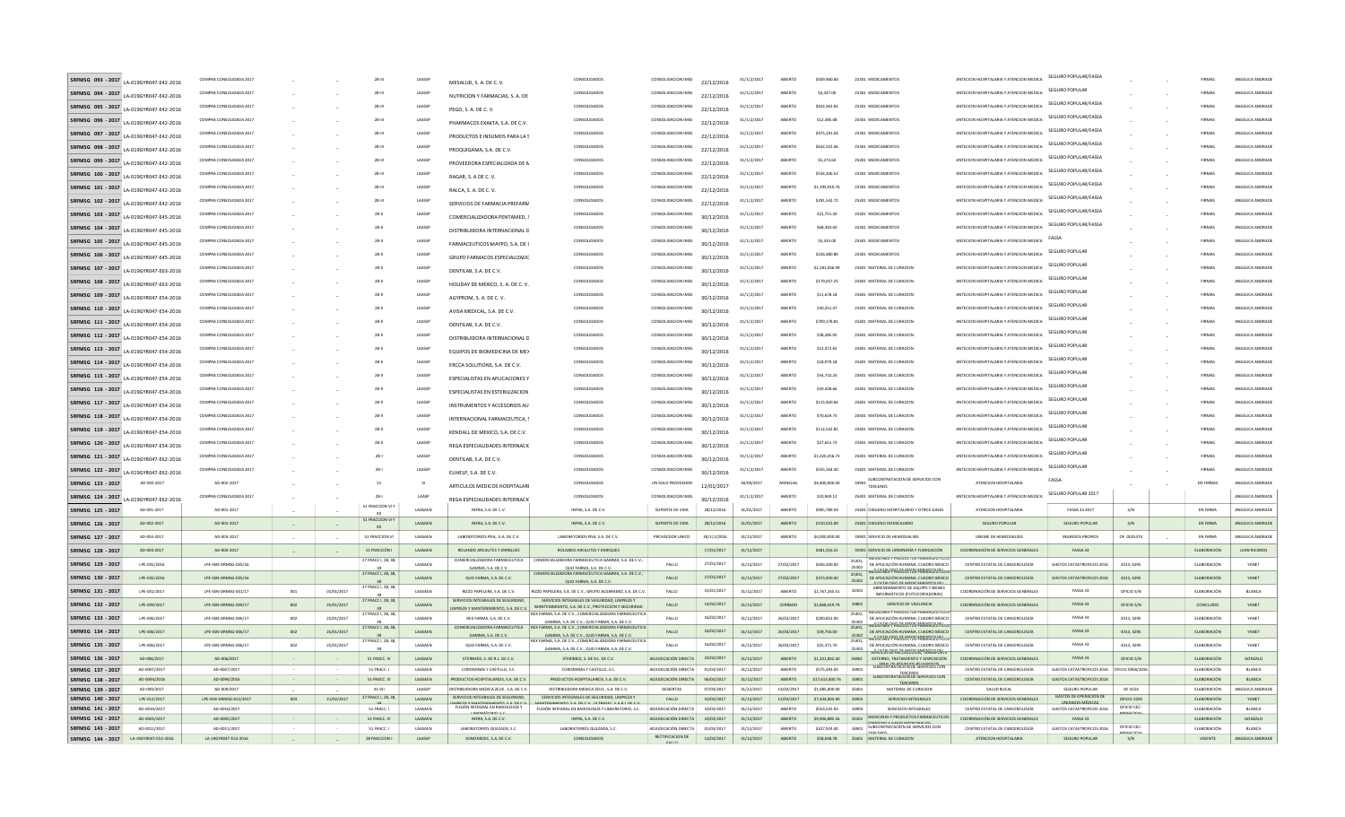| | | | | | | | | | | | | | | | | | | | | | | |
|---|---|---|---|---|---|---|---|---|---|---|---|---|---|---|---|---|---|---|---|---|---|---|
| SRFMSG 093 - 2017 | LA-019GYR047-E42-2016 | COMPRA CONSOLIDADA 2017 | _ | _ | 28-III | LAASSP | MESALUD, S. A. DE C. V. | CONSOLIDADOS | CONSOLIDACION IMSS | 22/12/2016 | 31/12/2017 | ABIERTO | $509,960.60 | 25301 MEDICAMENTOS | ANTECION HOSPITALARIA Y ATENCION MEDICA | SEGURO POPULAR/FASSA | _ | _ | FIRMAS | ANGELICA ANDRADE |
| SRFMSG 094 - 2017 | LA-019GYR047-E42-2016 | COMPRA CONSOLIDADA 2017 | _ | _ | 28-III | LAASSP | NUTRICION Y FARMACIAS, S. A. DE | CONSOLIDADOS | CONSOLIDACION IMSS | 22/12/2016 | 31/12/2017 | ABIERTO | $4,347.00 | 25301 MEDICAMENTOS | ANTECION HOSPITALARIA Y ATENCION MEDICA | SEGURO POPULAR | _ | _ | FIRMAS | ANGELICA ANDRADE |
| SRFMSG 095 - 2017 | LA-019GYR047-E42-2016 | COMPRA CONSOLIDADA 2017 | _ | _ | 28-III | LAASSP | PEGO, S. A. DE C. V. | CONSOLIDADOS | CONSOLIDACION IMSS | 22/12/2016 | 31/12/2017 | ABIERTO | $922,163.92 | 25301 MEDICAMENTOS | ANTECION HOSPITALARIA Y ATENCION MEDICA | SEGURO POPULAR/FASSA | _ | _ | FIRMAS | ANGELICA ANDRADE |
| SRFMSG 096 - 2017 | LA-019GYR047-E42-2016 | COMPRA CONSOLIDADA 2017 | _ | _ | 28-III | LAASSP | PHARMACOS EXAKTA, S.A. DE C.V. | CONSOLIDADOS | CONSOLIDACION IMSS | 22/12/2016 | 31/12/2017 | ABIERTO | $12,385.08 | 25301 MEDICAMENTOS | ANTECION HOSPITALARIA Y ATENCION MEDICA | SEGURO POPULAR/FASSA | _ | _ | FIRMAS | ANGELICA ANDRADE |
| SRFMSG 097 - 2017 | LA-019GYR047-E42-2016 | COMPRA CONSOLIDADA 2017 | _ | _ | 28-III | LAASSP | PRODUCTOS E INSUMOS PARA LA S | CONSOLIDADOS | CONSOLIDACION IMSS | 22/12/2016 | 31/12/2017 | ABIERTO | $475,191.04 | 25301 MEDICAMENTOS | ANTECION HOSPITALARIA Y ATENCION MEDICA | SEGURO POPULAR/FASSA | _ | _ | FIRMAS | ANGELICA ANDRADE |
| SRFMSG 098 - 2017 | LA-019GYR047-E42-2016 | COMPRA CONSOLIDADA 2017 | _ | _ | 28-III | LAASSP | PROQUIGAMA, S.A. DE C.V. | CONSOLIDADOS | CONSOLIDACION IMSS | 22/12/2016 | 31/12/2017 | ABIERTO | $632,322.06 | 25301 MEDICAMENTOS | ANTECION HOSPITALARIA Y ATENCION MEDICA | SEGURO POPULAR/FASSA | _ | _ | FIRMAS | ANGELICA ANDRADE |
| SRFMSG 099 - 2017 | LA-019GYR047-E42-2016 | COMPRA CONSOLIDADA 2017 | _ | _ | 28-III | LAASSP | PROVEEDORA ESPECIALIZADA DE M | CONSOLIDADOS | CONSOLIDACION IMSS | 22/12/2016 | 31/12/2017 | ABIERTO | $5,273.64 | 25301 MEDICAMENTOS | ANTECION HOSPITALARIA Y ATENCION MEDICA | SEGURO POPULAR/FASSA | _ | _ | FIRMAS | ANGELICA ANDRADE |
| SRFMSG 100 - 2017 | LA-019GYR047-E42-2016 | COMPRA CONSOLIDADA 2017 | _ | _ | 28-III | LAASSP | RAGAR, S. A. DE C. V. | CONSOLIDADOS | CONSOLIDACION IMSS | 22/12/2016 | 31/12/2017 | ABIERTO | $544,206.52 | 25301 MEDICAMENTOS | ANTECION HOSPITALARIA Y ATENCION MEDICA | SEGURO POPULAR/FASSA | _ | _ | FIRMAS | ANGELICA ANDRADE |
| SRFMSG 101 - 2017 | LA-019GYR047-E42-2016 | COMPRA CONSOLIDADA 2017 | _ | _ | 28-III | LAASSP | RALCA, S. A. DE C. V. | CONSOLIDADOS | CONSOLIDACION IMSS | 22/12/2016 | 31/12/2017 | ABIERTO | $1,195,910.76 | 25301 MEDICAMENTOS | ANTECION HOSPITALARIA Y ATENCION MEDICA | SEGURO POPULAR/FASSA | _ | _ | FIRMAS | ANGELICA ANDRADE |
| SRFMSG 102 - 2017 | LA-019GYR047-E42-2016 | COMPRA CONSOLIDADA 2017 | _ | _ | 28-III | LAASSP | SERVICIOS DE FARMACIA PREFARM | CONSOLIDADOS | CONSOLIDACION IMSS | 22/12/2016 | 31/12/2017 | ABIERTO | $281,542.72 | 25301 MEDICAMENTOS | ANTECION HOSPITALARIA Y ATENCION MEDICA | SEGURO POPULAR/FASSA | _ | _ | FIRMAS | ANGELICA ANDRADE |
| SRFMSG 103 - 2017 | LA-019GYR047-E45-2016 | COMPRA CONSOLIDADA 2017 | _ | _ | 28-II | LAASSP | COMERCIALIZADORA PENTAMED, S | CONSOLIDADOS | CONSOLIDACION IMSS | 30/12/2016 | 31/12/2017 | ABIERTO | $21,761.20 | 25301 MEDICAMENTOS | ANTECION HOSPITALARIA Y ATENCION MEDICA | SEGURO POPULAR/FASSA | _ | _ | FIRMAS | ANGELICA ANDRADE |
| SRFMSG 104 - 2017 | LA-019GYR047-E45-2016 | COMPRA CONSOLIDADA 2017 | _ | _ | 28-II | LAASSP | DISTRIBUIDORA INTERNACIONAL D | CONSOLIDADOS | CONSOLIDACION IMSS | 30/12/2016 | 31/12/2017 | ABIERTO | $68,393.60 | 25301 MEDICAMENTOS | ANTECION HOSPITALARIA Y ATENCION MEDICA | SEGURO POPULAR/FASSA | _ | _ | FIRMAS | ANGELICA ANDRADE |
| SRFMSG 105 - 2017 | LA-019GYR047-E45-2016 | COMPRA CONSOLIDADA 2017 | _ | _ | 28-II | LAASSP | FARMACEUTICOS MAYPO, S.A. DE | CONSOLIDADOS | CONSOLIDACION IMSS | 30/12/2016 | 31/12/2017 | ABIERTO | $5,335.00 | 25301 MEDICAMENTOS | ANTECION HOSPITALARIA Y ATENCION MEDICA | FASSA | _ | _ | FIRMAS | ANGELICA ANDRADE |
| SRFMSG 106 - 2017 | LA-019GYR047-E45-2016 | COMPRA CONSOLIDADA 2017 | _ | _ | 28-II | LAASSP | GRUPO FARMACOS ESPECIALIZADO | CONSOLIDADOS | CONSOLIDACION IMSS | 30/12/2016 | 31/12/2017 | ABIERTO | $226,480.80 | 25301 MEDICAMENTOS | ANTECION HOSPITALARIA Y ATENCION MEDICA | SEGURO POPULAR | _ | _ | FIRMAS | ANGELICA ANDRADE |
| SRFMSG 107 - 2017 | LA-019GYR047-E63-2016 | COMPRA CONSOLIDADA 2017 | _ | _ | 28-II | LAASSP | DENTILAB, S.A. DE C.V. | CONSOLIDADOS | CONSOLIDACION IMSS | 30/12/2016 | 31/12/2017 | ABIERTO | $2,181,036.99 | 25401 MATERIAL DE CURACION | ANTECION HOSPITALARIA Y ATENCION MEDICA | SEGURO POPULAR | _ | _ | FIRMAS | ANGELICA ANDRADE |
| SRFMSG 108 - 2017 | LA-019GYR047-E63-2016 | COMPRA CONSOLIDADA 2017 | _ | _ | 28-II | LAASSP | HOLIDAY DE MEXICO, S. A. DE C. V. | CONSOLIDADOS | CONSOLIDACION IMSS | 30/12/2016 | 31/12/2017 | ABIERTO | $179,057.25 | 25401 MATERIAL DE CURACION | ANTECION HOSPITALARIA Y ATENCION MEDICA | SEGURO POPULAR | _ | _ | FIRMAS | ANGELICA ANDRADE |
| SRFMSG 109 - 2017 | LA-019GYR047-E54-2016 | COMPRA CONSOLIDADA 2017 | _ | _ | 28-II | LAASSP | AGYPROM, S. A. DE C. V. | CONSOLIDADOS | CONSOLIDACION IMSS | 30/12/2016 | 31/12/2017 | ABIERTO | $11,678.18 | 25401 MATERIAL DE CURACION | ANTECION HOSPITALARIA Y ATENCION MEDICA | SEGURO POPULAR | _ | _ | FIRMAS | ANGELICA ANDRADE |
| SRFMSG 110 - 2017 | LA-019GYR047-E54-2016 | COMPRA CONSOLIDADA 2017 | _ | _ | 28-II | LAASSP | AVISA MEDICAL, S.A. DE C.V. | CONSOLIDADOS | CONSOLIDACION IMSS | 30/12/2016 | 31/12/2017 | ABIERTO | $30,251.37 | 25401 MATERIAL DE CURACION | ANTECION HOSPITALARIA Y ATENCION MEDICA | SEGURO POPULAR | _ | _ | FIRMAS | ANGELICA ANDRADE |
| SRFMSG 111 - 2017 | LA-019GYR047-E54-2016 | COMPRA CONSOLIDADA 2017 | _ | _ | 28-II | LAASSP | DENTILAB, S.A. DE C.V. | CONSOLIDADOS | CONSOLIDACION IMSS | 30/12/2016 | 31/12/2017 | ABIERTO | $709,178.81 | 25401 MATERIAL DE CURACION | ANTECION HOSPITALARIA Y ATENCION MEDICA | SEGURO POPULAR | _ | _ | FIRMAS | ANGELICA ANDRADE |
| SRFMSG 112 - 2017 | LA-019GYR047-E54-2016 | COMPRA CONSOLIDADA 2017 | _ | _ | 28-II | LAASSP | DISTRIBUIDORA INTERNACIONAL D | CONSOLIDADOS | CONSOLIDACION IMSS | 30/12/2016 | 31/12/2017 | ABIERTO | $38,265.05 | 25401 MATERIAL DE CURACION | ANTECION HOSPITALARIA Y ATENCION MEDICA | SEGURO POPULAR | _ | _ | FIRMAS | ANGELICA ANDRADE |
| SRFMSG 113 - 2017 | LA-019GYR047-E54-2016 | COMPRA CONSOLIDADA 2017 | _ | _ | 28-II | LAASSP | EQUIPOS DE BIOMEDICINA DE MEX | CONSOLIDADOS | CONSOLIDACION IMSS | 30/12/2016 | 31/12/2017 | ABIERTO | $13,472.65 | 25401 MATERIAL DE CURACION | ANTECION HOSPITALARIA Y ATENCION MEDICA | SEGURO POPULAR | _ | _ | FIRMAS | ANGELICA ANDRADE |
| SRFMSG 114 - 2017 | LA-019GYR047-E54-2016 | COMPRA CONSOLIDADA 2017 | _ | _ | 28-II | LAASSP | ERCCA SOLUTIONS, S.A. DE C.V. | CONSOLIDADOS | CONSOLIDACION IMSS | 30/12/2016 | 31/12/2017 | ABIERTO | $18,079.18 | 25401 MATERIAL DE CURACION | ANTECION HOSPITALARIA Y ATENCION MEDICA | SEGURO POPULAR | _ | _ | FIRMAS | ANGELICA ANDRADE |
| SRFMSG 115 - 2017 | LA-019GYR047-E54-2016 | COMPRA CONSOLIDADA 2017 | _ | _ | 28-II | LAASSP | ESPECIALISTAS EN APLICACIONES Y | CONSOLIDADOS | CONSOLIDACION IMSS | 30/12/2016 | 31/12/2017 | ABIERTO | $34,710.24 | 25401 MATERIAL DE CURACION | ANTECION HOSPITALARIA Y ATENCION MEDICA | SEGURO POPULAR | _ | _ | FIRMAS | ANGELICA ANDRADE |
| SRFMSG 116 - 2017 | LA-019GYR047-E54-2016 | COMPRA CONSOLIDADA 2017 | _ | _ | 28-II | LAASSP | ESPECIALISTAS EN ESTERILIZACION | CONSOLIDADOS | CONSOLIDACION IMSS | 30/12/2016 | 31/12/2017 | ABIERTO | $59,428.66 | 25401 MATERIAL DE CURACION | ANTECION HOSPITALARIA Y ATENCION MEDICA | SEGURO POPULAR | _ | _ | FIRMAS | ANGELICA ANDRADE |
| SRFMSG 117 - 2017 | LA-019GYR047-E54-2016 | COMPRA CONSOLIDADA 2017 | _ | _ | 28-II | LAASSP | INSTRUMENTOS Y ACCESORIOS AU | CONSOLIDADOS | CONSOLIDACION IMSS | 30/12/2016 | 31/12/2017 | ABIERTO | $115,920.66 | 25401 MATERIAL DE CURACION | ANTECION HOSPITALARIA Y ATENCION MEDICA | SEGURO POPULAR | _ | _ | FIRMAS | ANGELICA ANDRADE |
| SRFMSG 118 - 2017 | LA-019GYR047-E54-2016 | COMPRA CONSOLIDADA 2017 | _ | _ | 28-II | LAASSP | INTERNACIONAL FARMACEUTICA, S | CONSOLIDADOS | CONSOLIDACION IMSS | 30/12/2016 | 31/12/2017 | ABIERTO | $70,629.73 | 25401 MATERIAL DE CURACION | ANTECION HOSPITALARIA Y ATENCION MEDICA | SEGURO POPULAR | _ | _ | FIRMAS | ANGELICA ANDRADE |
| SRFMSG 119 - 2017 | LA-019GYR047-E54-2016 | COMPRA CONSOLIDADA 2017 | _ | _ | 28-II | LAASSP | KENDALL DE MEXICO, S.A. DE C.V. | CONSOLIDADOS | CONSOLIDACION IMSS | 30/12/2016 | 31/12/2017 | ABIERTO | $112,542.85 | 25401 MATERIAL DE CURACION | ANTECION HOSPITALARIA Y ATENCION MEDICA | SEGURO POPULAR | _ | _ | FIRMAS | ANGELICA ANDRADE |
| SRFMSG 120 - 2017 | LA-019GYR047-E54-2016 | COMPRA CONSOLIDADA 2017 | _ | _ | 28-II | LAASSP | REGA ESPECIALIDADES INTERNACK | CONSOLIDADOS | CONSOLIDACION IMSS | 30/12/2016 | 31/12/2017 | ABIERTO | $27,651.73 | 25401 MATERIAL DE CURACION | ANTECION HOSPITALARIA Y ATENCION MEDICA | SEGURO POPULAR | _ | _ | FIRMAS | ANGELICA ANDRADE |
| SRFMSG 121 - 2017 | LA-019GYR047-E62-2016 | COMPRA CONSOLIDADA 2017 | _ | _ | 28-I | LAASSP | DENTILAB, S.A. DE C.V. | CONSOLIDADOS | CONSOLIDACION IMSS | 30/12/2016 | 31/12/2017 | ABIERTO | $1,320,256.73 | 25401 MATERIAL DE CURACION | ANTECION HOSPITALARIA Y ATENCION MEDICA | SEGURO POPULAR | _ | _ | FIRMAS | ANGELICA ANDRADE |
| SRFMSG 122 - 2017 | LA-019GYR047-E62-2016 | COMPRA CONSOLIDADA 2017 | _ | _ | 28-I | LAASSP | EUHELP, S.A. DE C.V. | CONSOLIDADOS | CONSOLIDACION IMSS | 30/12/2016 | 31/12/2017 | ABIERTO | $565,164.00 | 25401 MATERIAL DE CURACION | ANTECION HOSPITALARIA Y ATENCION MEDICA | SEGURO POPULAR | _ | _ | FIRMAS | ANGELICA ANDRADE |
| SRFMSG 123 - 2017 | AD-002-2017 | AD-002-2017 | _ | _ | 51 | VI | ARTICULOS MEDICOS HOSPITALARI | CONSOLIDADOS | UN SOLO PROVEEDOR | 12/01/2017 | 30/09/2017 | MENSUAL | $4,400,000.00 | 33901 SUBCONTRATACION DE SERVICIOS CON TERCEROS | ATENCION HOSPITALARIA | FASSA | _ | _ | EN FIRMAS | ANGELICA ANDRADE |
| SRFMSG 124 - 2017 | LA-019GYR047-E62-2016 | COMPRA CONSOLIDADA 2017 | _ | _ | 28-I | LAAP | REGA ESPECIALIDADES INTERNACK | CONSOLIDADOS | CONSOLIDACION IMSS | 30/12/2016 | 31/12/2017 | ABIERTO | $10,908.12 | 25401 MATERIAL DE CURACION | ANTECION HOSPITALARIA Y ATENCION MEDICA | SEGURO POPULAR 2017 | | | | ANGELICA ANDRADE |
| SRFMSG 125 - 2017 | AD-001-2017 | AD-001-2017 | _ | _ | 51 FRACCION VI Y XII | LAASSEN | INFRA, S.A. DE C.V. | INFRA, S.A. DE C.V. | SOPORTE DE VIDA | 28/12/2016 | 31/03/2017 | ABIERTO | $905,789.59 | 25301 OXIGENO HOSPITALARIO Y OTROS GASES | ATENCION HOSPITALARIA | FASSA 33 2017 | S/N | | EN FIRMA | ANGELICA ANDRADE |
| SRFMSG 126 - 2017 | AD-002-2017 | AD-001-2017 | _ | _ | 51 FRACCION VI Y XII | LAASSEN | INFRA, S.A. DE C.V. | INFRA, S.A. DE C.V. | SOPORTE DE VIDA | 28/12/2016 | 31/03/2017 | ABIERTO | $310,023.00 | 25301 OXIGENO DOMICILIARIO | SEGURO POPULAR | SEGURO POPULAR | S/N | | EN FIRMA | ANGELICA ANDRADE |
| SRFMSG 127 - 2017 | AD-003-2017 | AD-003-2017 | _ | _ | 51 FRACCION VI | LAASSEN | LABORATORIOS PISA , S.A. DE C.V. | LABORATORIOS PISA, S.A. DE C.V. | PROVEEDOR UNICO | 30/12/2016 | 31/12/2017 | ABIERTO | $4,000,000.00 | 33901 SERVICIO DE HEMODIALISIS | UNEME DE HEMODIALISIS | INGRESOS PROPIOS | OF. 0025474 | _ | EN FIRMA | ANGELICA ANDRADE |
| SRFMSG 128 - 2017 | AD-004-2017 | AD-004-2017 | _ | _ | 51 FRACCIÓN I | LAASSEN | ROLANDO ARCIUTES Y ENRIQUES | ROLANDO ARCIUTES Y ENRIQUES | | 17/01/2017 | 31/12/2017 | | $481,016.51 | 35901 SERVICIO DE JARDINERIA Y FUMIGACIÓN | COORDINACIÓN DE SERVICIOS GENERALES | FASSA 33 | | | ELABORACIÓN | JUAN RICARDO |
| SRFMSG 129 - 2017 | LPE-035/2016 | LPE-SSN-DRMSG-035/16 | | | 27 FRACC I, 28, 38, 39 | LAASSEN | COMERCIALIZADORA FARMACEUTICA GAMMA, S.A. DE C.V. | COMERCIALIZADORA FARMACEUTICA GAMMA, S.A. DE C.V., QUID FARMA, S.A. DE C.V. | FALLO | 27/01/2017 | 31/12/2017 | 27/02/2017 | $456,500.00 | 25301, 25302 MEDICINAS Y PRODUCTOS FARMACEUTICOS DE APLICACIÓN HUMANA, CUADRO BÁSICO Y CATALOGO DE MEDICAMENTOS DEL | CENTRO ESTATAL DE CANCEROLOGÍA | GASTOS CATASTROFICOS 2016 | 4313, 4295 | | ELABORACIÓN | YANET |
| SRFMSG 130 - 2017 | LPE-035/2016 | LPE-SSN-DRMSG-035/16 | | | 27 FRACC I, 28, 38, 39 | LAASSEN | QUID FARMA, S.A. DE C.V. | COMERCIALIZADORA FARMACEUTICA GAMMA, S.A. DE C.V., QUID FARMA, S.A. DE C.V. | FALLO | 27/01/2017 | 31/12/2017 | 27/02/2017 | $373,920.40 | 25301, 25302 MEDICINAS Y PRODUCTOS FARMACEUTICOS DE APLICACIÓN HUMANA, CUADRO BÁSICO Y CATALOGO DE MEDICAMENTOS DEL | CENTRO ESTATAL DE CANCEROLOGÍA | GASTOS CATASTROFICOS 2016 | 4313, 4295 | | ELABORACIÓN | YANET |
| SRFMSG 131 - 2017 | LPE-001/2017 | LPE-SSN-DRMSG-001/17 | 001 | 03/01/2017 | 27 FRACC I, 28, 38, 39 | LAASSEN | RIZZO PAPELERA, S.A. DE C.V. | RIZZO PAPELERA, S.A. DE C.V., GRUPO ALDARAMZ, S.A. DE C.V. | FALLO | 31/01/2017 | 31/12/2017 | ABIERTO | $2,767,295.51 | 32301 ARRENDAMIENTO DE EQUIPO Y BIENES INFORMÁTICOS (FOTOCOPIADORAS) | COORDINACIÓN DE SERVICIOS GENERALES | FASSA 33 | OFICIO S/N | | ELABORACIÓN | BLANCA |
| SRFMSG 132 - 2017 | LPE-009/2017 | LPE-SSN-DRMSG-009/17 | 002 | 23/01/2017 | 27 FRACC I, 28, 38, 39 | LAASSEN | SERVICIOS INTEGRALES DE SEGURIDAD, LIMPIEZA Y MANTENIMIENTO, S.A. DE C.V. | SERVICIOS INTEGRALES DE SEGURIDAD, LIMPIEZA Y MANTENIMIENTO, S.A. DE C.V., PROTECCIÓN Y SEGURIDAD | FALLO | 14/02/2017 | 31/12/2017 | CERRADO | $2,868,619.79 | 33801 SERVICIO DE VIGILANCIA | COORDINACIÓN DE SERVICIOS GENERALES | FASSA 33 | OFICIO S/N | | CONCLUIDO | YANET |
| SRFMSG 133 - 2017 | LPE-006/2017 | LPE-SSN-DRMSG-006/17 | 002 | 23/01/2017 | 27 FRACC I, 28, 38, 39 | LAASSEN | REX FARMA, S.A. DE C.V. | REX FARMA, S.A. DE C.V., COMERCIALIZADORA FARMACEUTICA GAMMA, S.A. DE C.V., QUID FARMA, S.A. DE C.V. | FALLO | 16/02/2017 | 31/12/2017 | 28/03/2017 | $200,852.00 | 25301, 25302 MEDICINAS Y PRODUCTOS FARMACEUTICOS DE APLICACIÓN HUMANA, CUADRO BÁSICO Y CATALOGO DE MEDICAMENTOS DEL | CENTRO ESTATAL DE CANCEROLOGÍA | FASSA 33 | 4313, 4295 | | ELABORACIÓN | YANET |
| SRFMSG 134 - 2017 | LPE-006/2017 | LPE-SSN-DRMSG-006/17 | 002 | 23/01/2017 | 27 FRACC I, 28, 38, 39 | LAASSEN | COMERCIALIZADORA FARMACEUTICA GAMMA, S.A. DE C.V. | REX FARMA, S.A. DE C.V., COMERCIALIZADORA FARMACEUTICA GAMMA, S.A. DE C.V., QUID FARMA, S.A. DE C.V. | FALLO | 16/02/2017 | 31/12/2017 | 28/03/2017 | $39,750.00 | 25301, 25302 MEDICINAS Y PRODUCTOS FARMACEUTICOS DE APLICACIÓN HUMANA, CUADRO BÁSICO Y CATALOGO DE MEDICAMENTOS DEL | CENTRO ESTATAL DE CANCEROLOGÍA | FASSA 33 | 4313, 4295 | | ELABORACIÓN | YANET |
| SRFMSG 135 - 2017 | LPE-006/2017 | LPE-SSN-DRMSG-006/17 | 002 | 23/01/2017 | 27 FRACC I, 28, 38, 39 | LAASSEN | QUID FARMA, S.A. DE C.V. | REX FARMA, S.A. DE C.V., COMERCIALIZADORA FARMACEUTICA GAMMA, S.A. DE C.V., QUID FARMA, S.A. DE C.V. | FALLO | 16/02/2017 | 31/12/2017 | 28/03/2017 | $25,371.70 | 25301, 25302 MEDICINAS Y PRODUCTOS FARMACEUTICOS DE APLICACIÓN HUMANA, CUADRO BÁSICO Y CATALOGO DE MEDICAMENTOS DEL | CENTRO ESTATAL DE CANCEROLOGÍA | FASSA 33 | 4313, 4295 | | ELABORACIÓN | YANET |
| SRFMSG 136 - 2017 | AD-006/2017 | AD-006/2017 | - | - | 51 FRACC. IV | LAASSEN | STERIMED, S. DE R.L. DE C.V. | STERIMED, S. DE R.L. DE C.V. | ADJUDICACIÓN DIRECTA | 23/02/2017 | 31/12/2017 | ABIERTO | $1,331,862.40 | 35802 MANEJO DE RESIDUOS PELIGROSOS EXTERNO, TRATAMIENTO Y DISPOSICIÓN FINAL DE RESIDUOS PELIGROSOS | COORDINACIÓN DE SERVICIOS GENERALES | FASSA 33 | OFICIO S/N | | ELABORACIÓN | GONZALO |
| SRFMSG 137 - 2017 | AD-0007/2017 | AD-0007/2017 | - | - | 51 FRACC. I | LAASSEN | CORONMNAS Y CASTILLO, S.C. | CORONMNAS Y CASTILLO, S.C. | ADJUDICACIÓN DIRECTA | 01/03/2017 | 31/12/2017 | ABIERTO | $575,393.00 | 33901 SUBCONTRATACIÓN DE SERVICIOS CON TERCEROS | CENTRO ESTATAL DE CANCEROLOGÍA | GASTOS CATASTROFICOS 2016 | OFICIO 0958/2016 | | ELABORACIÓN | BLANCA |
| SRFMSG 138 - 2017 | AD-0008/2016 | AD-0008/2016 | - | - | 51 FRACC. VI | LAASSEN | PRODUCTOS HOSPITALARIOS, S.A. DE C.V. | PRODUCTOS HOSPITALARIOS, S.A. DE C.V. | ADJUDICACIÓN DIRECTA | 06/03/2017 | 31/12/2017 | ABIERTO | $17,613,600.76 | 33901 SUBCONTRATACIÓN DE SERVICIOS CON TERCEROS | CENTRO ESTATAL DE CANCEROLOGÍA | GASTOS CATASTROFICOS 2016 | | | ELABORACIÓN | BLANCA |
| SRFMSG 139 - 2017 | AD-009/2017 | AD-009/2017 | - | - | 41-VII | LAASSEN | DISTRIBUIDORA MEDICA ZELIS, S.A. DE C.V. | DISTRIBUIDORA MEDICA ZELIS , S.A. DE C.V. | DESIERTAS | 07/03/2017 | 31/12/2017 | 13/03/2017 | $1,085,300.00 | 25401 MATERIAL DE CURACION | SALUD BUCAL | SEGURO POPULAR | OF 4154 | | ELABORACIÓN | ANGELICA ANDRADE |
| SRFMSG 140 - 2017 | LPE-012/2017 | LPE-SSN-DRMSG-012/2017 | 003 | 23/02/2017 | 27 FRACC I, 28, 38, 39 | LAASSEN | SERVICIOS INTEGRALES DE SEGURIDAD, LIMPIEZA Y MANTENIMIENTO, S.A. DE C.V. | SERVICIOS INTEGRALES DE SEGURIDAD, LIMPIEZA Y MANTENIMIENTO, S.A. DE C.V., ULTRAMEP, S.A.P.I. DE C.V. | FALLO | 10/03/2017 | 31/12/2017 | 13/03/2017 | $7,644,003.90 | 33903 SERVICIOS INTEGRALES | COORDINACIÓN DE SERVICIOS GENERALES | GASTOS DE OPERACIÓN DE UNIDADES MÉDICAS | OFICIO 3203 | | ELABORACIÓN | YANET |
| SRFMSG 141 - 2017 | AD-0010/2017 | AD-0010/2017 | - | - | 51 FRACC. I | LAASSEN | FUSIÓN INTEGRAL EN RADIOLOGÍA Y LABORATORIO, S.C. | FUSIÓN INTEGRAL EN RADIOLOGÍA Y LABORATORIO, S.C. | ADJUDICACIÓN DIRECTA | 10/03/2017 | 31/12/2017 | ABIERTO | $553,535.83 | 33903 SERVICIOS INTEGRALES | CENTRO ESTATAL DE CANCEROLOGÍA | GASTOS CATASTROFICOS 2016 | OFICIO CEC-MEMO/2016 | | ELABORACIÓN | BLANCA |
| SRFMSG 142 - 2017 | AD-0005/2017 | AD-0005/2017 | - | - | 51 FRACC. IV | LAASSEN | INFRA, S.A. DE C.V. | INFRA, S.A. DE C.V. | ADJUDICACIÓN DIRECTA | 10/03/2017 | 31/12/2017 | ABIERTO | $9,906,885.56 | 25301 MEDICINAS Y PRODUCTOS FARMACEUTICOS OXIGENO Y GASES MEDICINALES | COORDINACIÓN DE SERVICIOS GENERALES | FASSA 33 | OFICIO S/N | | ELABORACIÓN | GONZALO |
| SRFMSG 143 - 2017 | AD-0011/2017 | AD-0011/2017 | - | - | 51 FRACC. I | LAASSEN | LABORATORIOS QUEZADA, S.C. | LABORATORIOS QUEZADA, S.C. | ADJUDICACIÓN DIRECTA | 01/03/2017 | 31/12/2017 | ABIERTO | $327,924.00 | 33901 SUBCONTRATACIÓN DE SERVICIOS CON TERCEROS | CENTRO ESTATAL DE CANCEROLOGÍA | GASTOS CATASTROFICOS 2016 | OFICIO CEC-MEMO/2016 | | ELABORACIÓN | BLANCA |
| SRFMSG 144 - 2017 | LA-19GYR047-E53-2016 | LA-19GYR047-E53-2016 | - | - | 28 FRACCIÓN I | LAASSEN | SONOMEDIC, S.A. DE C.V. | CONSOLIDADOS | RECTIFICACIÓN DE FALLO | 13/03/2017 | 31/12/2017 | ABIERTO | $58,848.78 | 25401 MATERIAL DE CURACION | ATENCION HOSPITALARIA | SEGURO POPULAR | S/N | | VIGENTE | ANGELICA ANDRADE |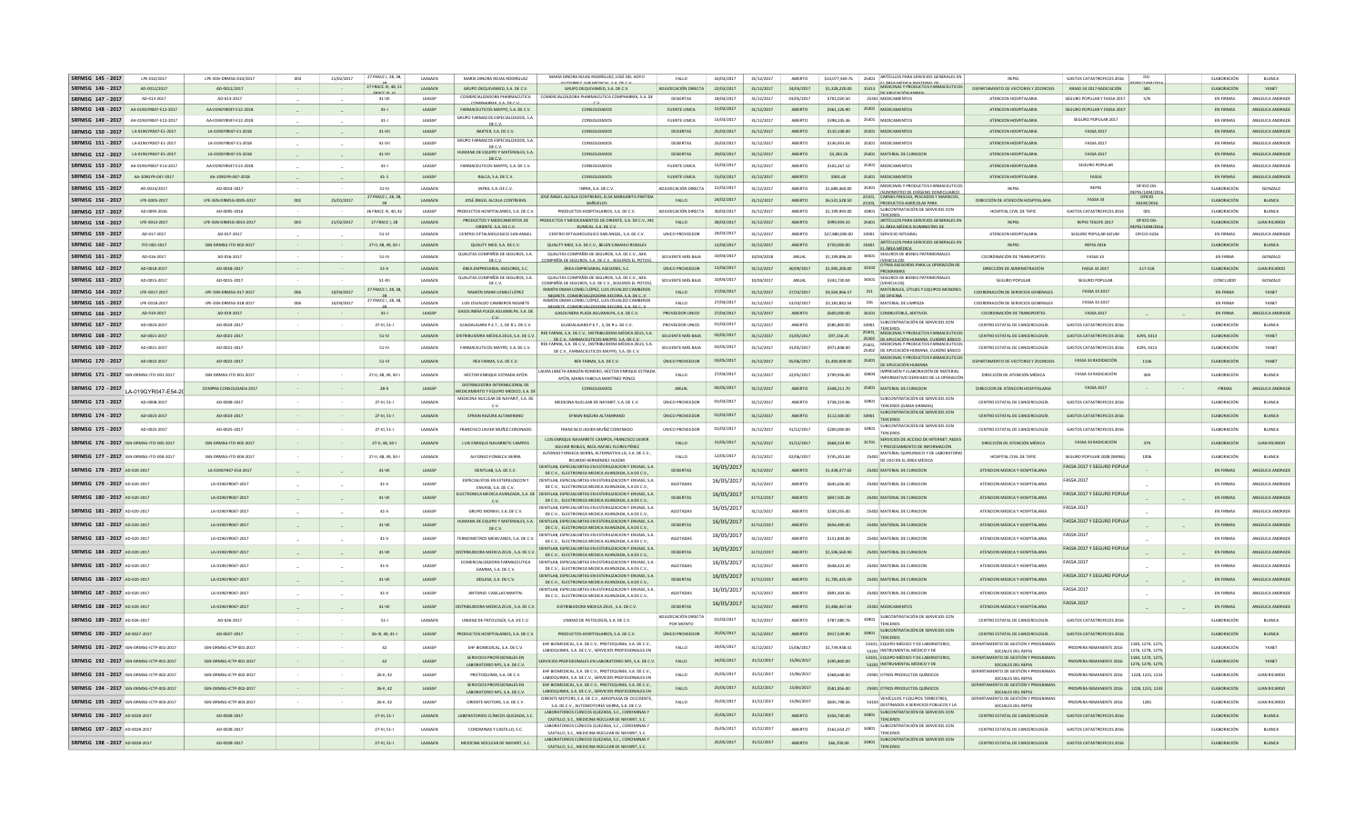| SRFMSG 145 - 2017 | LPE-010/2017 | LPE-SSN-DRMSG-010/2017 | 003 | 23/02/2017 | 27 FRACC I, 28, 38, 39 | LAASSEN | MARÍA DINORA ROJAS RODRÍGUEZ | MARÍA DINORA ROJAS RODRÍGUEZ, JOSÉ DEL HOYO GUTIÉRREZ, FARMACÉUTICA S.A. DE C.V. | FALLO | 16/03/2017 | 31/12/2017 | ABIERTO | $16,077,569.76 | 25401 | ARTÍCULOS PARA SERVICIOS GENERALES EN EL ÁREA MÉDICA MATERIAL DE | REPSS | GASTOS CATASTRÓFICOS 2016 | OFI-REPSS/1404/2016 | | ELABORACIÓN | BLANCA |
|---|---|---|---|---|---|---|---|---|---|---|---|---|---|---|---|---|---|---|---|---|---|
| SRFMSG 146 - 2017 | AD-0012/2017 | AD-0012/2017 | | | 27 FRACC III, 48, 51 FRACC III, VI | LAASSEN | GRUPO DEQUIVAMED, S.A. DE C.V. | GRUPO DEQUIVAMED, S.A. DE C.V. | ADJUDICACIÓN DIRECTA | 22/03/2017 | 31/12/2017 | 24/03/2017 | $1,328,220.00 | 25313 | MEDICINAS Y PRODUCTOS FARMACÉUTICOS DE APLICACIÓN ANIMAL | DEPARTAMENTO DE VECTORES Y ZOONOSIS | RAMO 33 2017 RADICACIÓN | 981 | | ELABORACIÓN | YANET |
| SRFMSG 147 - 2017 | AD-013-2017 | AD-013-2017 | – | – | 41-VI | LAASSP | COMERCIALIZADORA PHARMACEUTICA COMPHARMA, S.A. DE C.V. | COMERCIALIZADORA PHARMACEUTICA COMPHARMA, S.A. DE C.V. | DESIERTAS | 18/04/2017 | 31/12/2017 | 03/05/2017 | $701,020.50 | 25301 | MEDICAMENTOS | ATENCION HOSPITALARIA | SEGURO POPULAR Y FASSA 2017 | S/N | | EN FIRMAS | ANGELICA ANDRADE |
| SRFMSG 148 - 2017 | AA-019GYR047-E12-2018 | AA-019GYR047-E12-2018 | – | – | 41-I | LAASSP | FARMACEUTICOS MAYPO, S.A. DE C.V. | CONSOLIDADOS | FUENTE UNICA | 15/03/2017 | 31/12/2017 | ABIERTO | $361,126.90 | 25301 | MEDICAMENTOS | ATENCION HOSPITALARIA | SEGURO POPULAR Y FASSA 2017 | | | EN FIRMAS | ANGELICA ANDRADE |
| SRFMSG 149 - 2017 | AA-019GYR047-E12-2018 | AA-019GYR047-E12-2018 | – | – | 41-I | LAASSP | GRUPO FARMACOS ESPECIALIZADOS, S.A. DE C.V. | CONSOLIDADOS | FUENTE UNICA | 15/03/2017 | 31/12/2017 | ABIERTO | $386,235.36 | 25301 | MEDICAMENTOS | ATENCION HOSPITALARIA | SEGURO POPULAR 2017 | | | EN FIRMAS | ANGELICA ANDRADE |
| SRFMSG 150 - 2017 | LA-019GYR047-E1-2017 | LA-019GYR047-E1-2018 | – | – | 41-VII | LAASSP | BAXTER, S.A. DE C.V. | CONSOLIDADOS | DESIERTAS | 25/03/2017 | 31/12/2017 | ABIERTO | $110,148.00 | 25301 | MEDICAMENTOS | ATENCION HOSPITALARIA | FASSA 2017 | | | EN FIRMAS | ANGELICA ANDRADE |
| SRFMSG 151 - 2017 | LA-019GYR047-E1-2017 | LA-019GYR047-E1-2018 | – | – | 41-VII | LAASSP | GRUPO FARMACOS ESPECIALIZADOS, S.A. DE C.V. | CONSOLIDADOS | DESIERTAS | 25/03/2017 | 31/12/2017 | ABIERTO | $136,953.04 | 25301 | MEDICAMENTOS | ATENCION HOSPITALARIA | FASSA 2017 | | | EN FIRMAS | ANGELICA ANDRADE |
| SRFMSG 152 - 2017 | LA-019GYR047-E5-2017 | LA-019GYR047-E5-2018 | – | – | 41-VII | LAASSP | HUMANA DE EQUIPO Y MATERIALES, S.A. DE C.V. | CONSOLIDADOS | DESIERTAS | 29/03/2017 | 31/12/2017 | ABIERTO | $3,283.26 | 25401 | MATERIAL DE CURACION | ATENCION HOSPITALARIA | FASSA 2017 | | | EN FIRMAS | ANGELICA ANDRADE |
| SRFMSG 153 - 2017 | AA-019GYR047-E14-2017 | AA-019GYR047-E14-2018 | – | – | 41-I | LAASSP | FARMACEUTICOS MAYPO, S.A. DE C.V. | CONSOLIDADOS | FUENTE UNICA | 15/03/2017 | 31/12/2017 | ABIERTO | $132,267.12 | 25301 | MEDICAMENTOS | ATENCION HOSPITALARIA | SEGURO POPULAR | | | EN FIRMAS | ANGELICA ANDRADE |
| SRFMSG 154 - 2017 | AA-12NGYR-047-2017 | AA-12NGYR-047-2018 | – | – | 41-I | LAASSP | RAICA, S.A. DE C.V. | CONSOLIDADOS | FUENTE UNICA | 15/03/2017 | 31/12/2017 | ABIERTO | $903.60 | 25301 | MEDICAMENTOS | ATENCION HOSPITALARIA | FASSA | | | EN FIRMAS | ANGELICA ANDRADE |
| SRFMSG 155 - 2017 | AD-0014/2017 | AD-0014/2017 | – | – | 51-IV | LAASSEN | INFRA, S.A. DE C.V. | INFRA, S.A. DE C.V. | ADJUDICACIÓN DIRECTA | 21/03/2017 | 31/12/2017 | ABIERTO | $1,689,660.00 | 25301 | MEDICINAS Y PRODUCTOS FARMACEUTICOS (SUMINISTRO DE OXÍGENO DOMICILIARIO) | REPSS | GASTOS CATASTRÓFICOS 2016 | OFICIO DG-REPSS/1404/2016 | | ELABORACIÓN | GONZALO |
| SRFMSG 156 - 2017 | LPE-0005-2017 | LPE-SSN-DRMSG-0005-2017 | 002 | 23/01/2017 | 27 FRACC I, 28, 38, 39 | LAASSEN | JOSÉ ÁNGEL ALCALA CONTRERAS | JOSÉ ÁNGEL ALCALA CONTRERAS, ELSA MARGARITA PINTIDA BAÑUELOS | FALLO | 24/02/2017 | 31/12/2017 | ABIERTO | $6,531,528.50 | 22101, 22103 | CARNES FRESCAS, PESCADOS Y MARISCOS, PRODUCTOS AGRÍCOLAS PARA | DIRECCIÓN DE ATENCIÓN HOSPITALARIA | FASSA 33 | OFICIO 26034/2016 | | ELABORACIÓN | BLANCA |
| SRFMSG 157 - 2017 | AD-0095-2016 | AD-0095-2016 | – | – | 26 FRACC III, 40, 42 | LAASSP | PRODUCTOS HOSPITALARIOS, S.A. DE C.V. | PRODUCTOS HOSPITALARIOS, S.A. DE C.V. | ADJUDICACIÓN DIRECTA | 30/03/2017 | 31/12/2017 | ABIERTO | $1,199,993.00 | 33901 | SUBCONTRATACIÓN DE SERVICIOS CON TERCEROS | HOSPITAL CIVIL DE TEPIC | GASTOS CATASTRÓFICOS 2014 | 001 | | ELABORACIÓN | BLANCA |
| SRFMSG 158 - 2017 | LPE-0013-2017 | LPE-SSN-DRMSG-0013-2017 | 003 | 23/02/2017 | 27 FRACC I, 28 | LAASSEN | PRODUCTOS Y MEDICAMENTOS DE ORIENTE, S.A. DE C.V. | PRODUCTOS Y MEDICAMENTOS DE ORIENTE, S.A. DE C.V., MC KLINICAL, S.A. DE C.V. | FALLO | 28/03/2017 | 31/12/2017 | ABIERTO | $999,959.13 | 25401 | ARTÍCULOS PARA SERVICIOS GENERALES EN EL ÁREA MÉDICA SUMINISTRO DE | REPSS | REPSS TESOFE 2017 | OFICIO DG-REPSS/1404/2016 | | ELABORACIÓN | JUAN RICARDO |
| SRFMSG 159 - 2017 | AD-017-2017 | AD-017-2017 | – | – | 51-VI | LAASSEN | CENTRO OFTALMOLOGICO SAN ANGEL | CENTRO OFTALMOLOGICO SAN ANGEL, S.A. DE C.V. | ÚNICO PROVEEDOR | 24/03/2017 | 31/12/2017 | ABIERTO | $27,880,000.00 | 33901 | SERVICIO INTEGRAL | ATENCION HOSPITALARIA | SEGURO POPULAR GEDUM | OFICIO 0226 | | EN FIRMAS | ANGELICA ANDRADE |
| SRFMSG 160 - 2017 | ITO-002-2017 | SSN-DRMSG-ITO-002-2017 | – | – | 27-II, 48, 49, 50-I | LAASSEN | QUALITY MED, S.A. DE C.V. | QUALITY MED, S.A. DE C.V., BELEN CARAVEO ROSALES | FALLO | 13/04/2017 | 31/12/2017 | ABIERTO | $750,000.00 | 25401 | ARTÍCULOS PARA SERVICIOS GENERALES EN EL ÁREA MÉDICA | REPSS | REPSS 2016 | | | ELABORACIÓN | BLANCA |
| SRFMSG 161 - 2017 | AD-016-2017 | AD-016-2017 | – | – | 51-IV | LAASSEN | QUALITAS COMPAÑÍA DE SEGUROS, S.A. DE C.V. | QUALITAS COMPAÑÍA DE SEGUROS, S.A. DE C.V., AXA COMPAÑÍA DE SEGUROS S.A. DE C.V., SEGUROS EL POTOSÍ | SOLVENTE MÁS BAJA | 10/04/2017 | 10/04/2018 | ANUAL | $1,199,896.20 | 34501 | SEGUROS DE BIENES PATRIMONIALES (VEHICULOS) | COORDINACIÓN DE TRANSPORTES | FASSA 33 | | | EN FIRMA | GONZALO |
| SRFMSG 162 - 2017 | AD-0018-2017 | AD-0018-2017 | – | – | 51-V | LAASSEN | ÁREA EMPRESARIAL ASESORES, S.C. | ÁREA EMPRESARIAL ASESORES, S.C. | ÚNICO PROVEEDOR | 12/04/2017 | 31/12/2017 | 30/09/2017 | $1,995,200.00 | 33502 | OTRAS ASESORÍAS PARA LA OPERACIÓN DE PROGRAMAS | DIRECCIÓN DE ADMINISTRACIÓN | FASSA 33 2017 | 517-518 | | ELABORACIÓN | JUAN RICARDO |
| SRFMSG 163 - 2017 | AD-0015-2017 | AD-0015-2017 | – | – | 51-XII | LAASSEN | QUALITAS COMPAÑÍA DE SEGUROS, S.A. DE C.V. | QUALITAS COMPAÑÍA DE SEGUROS, S.A. DE C.V., AXA COMPAÑÍA DE SEGUROS, S.A. DE C.V., SEGUROS EL POTOSÍ, | SOLVENTE MÁS BAJA | 10/04/2017 | 10/04/2018 | ANUAL | $343,730.44 | 34501 | SEGUROS DE BIENES PATRIMONIALES (VEHICULOS) | SEGURO POPULAR | SEGURO POPULAR | | | CONCLUIDO | GONZALO |
| SRFMSG 164 - 2017 | LPE-0017-2017 | LPE-SSN-DRMSG-017-2017 | 006 | 10/04/2017 | 27 FRACC I, 28, 38, 39 | LAASSEN | RAMÓN OMAR LOMELÍ LÓPEZ | RAMÓN OMAR LOMELÍ LÓPEZ, LUIS OSVALDO CAMBEROS NEGRETE, COMERCIALIZADORA KECORA, S.A. DE C.V. | FALLO | 27/04/2017 | 31/12/2017 | 27/12/2017 | $4,504,866.57 | 211 | MATERIALES, ÚTILES Y EQUIPOS MENORES DE OFICINA | COORDINACIÓN DE SERVICIOS GENERALES | FASSA 33 2017 | | | EN FIRMA | YANET |
| SRFMSG 165 - 2017 | LPE-0018-2017 | LPE-SSN-DRMSG-018-2017 | 006 | 10/04/2017 | 27 FRACC I, 28, 38, 39 | LAASSEN | LUIS OSVALDO CAMBEROS NEGRETE | RAMÓN OMAR LOMELÍ LÓPEZ, LUIS OSVALDO CAMBEROS NEGRETE, COMERCIALIZADORA KECORA, S.A. DE C.V. | FALLO | 27/04/2017 | 31/12/2017 | 13/12/2017 | $3,181,802.54 | 216 | MATERIAL DE LIMPIEZA | COORDINACIÓN DE SERVICIOS GENERALES | FASSA 33 2017 | | | EN FIRMA | YANET |
| SRFMSG 166 - 2017 | AD-019-2017 | AD-019-2017 | – | – | 41-I | LAASSP | GASOLINERA PLAZA AGUAMILPA, S.A. DE C.V. | GASOLINERA PLAZA AGUAMILPA, S.A. DE C.V. | PROVEEDOR UNICO | 27/04/2017 | 31/12/2017 | ABIERTO | $600,000.00 | 26101 | COMBUSTIBLE, ADITIVOS | COORDINACIÓN DE TRANSPORTES | FASSA 2017 | – | – | EN FIRMA | ANGELICA ANDRADE |
| SRFMSG 167 - 2017 | AD-0024-2017 | AD-0024-2017 | – | – | 27-III, 51-I | LAASSEN | GUADALAJARA P.E.T., S. DE R.L. DE C.V. | GUADALAJARA P.E.T., S. DE R.L. DE C.V. | PROVEEDOR UNICO | 01/03/2017 | 31/12/2017 | ABIERTO | $589,800.00 | 33901 | SUBCONTRATACIÓN DE SERVICIOS CON TERCEROS | CENTRO ESTATAL DE CANCEROLOGÍA | GASTOS CATASTRÓFICOS 2016 | | | ELABORACIÓN | BLANCA |
| SRFMSG 168 - 2017 | AD-0021-2017 | AD-0021-2017 | – | – | 51-IV | LAASSEN | DISTRIBUIDORA MÉDICA ZEUS, S.A. DE C.V. | REX FARMA, S.A. DE C.V., DISTRIBUIDORA MÉDICA ZEUS, S.A. DE C.V., FARMACÉUTICOS MAYPO, S.A. DE C.V. | SOLVENTE MÁS BAJA | 03/05/2017 | 31/12/2017 | 31/05/2017 | $97,156.25 | 25301, 25302 | MEDICINAS Y PRODUCTOS FARMACÉUTICOS DE APLICACIÓN HUMANA, CUADRO BÁSICO | CENTRO ESTATAL DE CANCEROLOGÍA | GASTOS CATASTRÓFICOS 2016 | 4295, 4313 | | ELABORACIÓN | YANET |
| SRFMSG 169 - 2017 | AD-0023-2017 | AD-0021-2017 | – | – | 51-IV | LAASSEN | FARMACEUTICOS MAYPO, S.A. DE C.V. | REX FARMA, S.A. DE C.V., DISTRIBUIDORA MÉDICA ZEUS, S.A. DE C.V., FARMACÉUTICOS MAYPO, S.A. DE C.V. | SOLVENTE MÁS BAJA | 03/05/2017 | 31/12/2017 | 31/05/2017 | $971,848.00 | 25301, 25302 | MEDICINAS Y PRODUCTOS FARMACÉUTICOS DE APLICACIÓN HUMANA, CUADRO BÁSICO | CENTRO ESTATAL DE CANCEROLOGÍA | GASTOS CATASTRÓFICOS 2016 | 4295, 4313 | | ELABORACIÓN | YANET |
| SRFMSG 170 - 2017 | AD-0022-2017 | AD-0022-2017 | – | – | 51-VI | LAASSEN | REX FARMA, S.A. DE C.V. | REX FARMA, S.A. DE C.V. | ÚNICO PROVEEDOR | 03/05/2017 | 31/12/2017 | 05/06/2017 | $1,400,800.00 | 25301 | MEDICINAS Y PRODUCTOS FARMACÉUTICOS DE APLICACIÓN HUMANA | DEPARTAMENTO DE VECTORES Y ZOONOSIS | FASSA 33 RADICACIÓN | 1136 | | ELABORACIÓN | YANET |
| SRFMSG 171 - 2017 | SSN-DRMSG-ITO-001-2017 | SSN-DRMSG-ITO-001-2017 | – | – | 27-II, 48, 49, 50-I | LAASSEN | HÉCTOR ENRIQUE ESTRADA AYÓN | LAURA JANETH ARAGÓN ROMERO, HÉCTOR ENRIQUE ESTRADA AYÓN, MARIA FABIOLA MARTÍNEZ PONCE | FALLO | 27/04/2017 | 31/12/2017 | 22/05/2017 | $799,936.00 | 33604 | IMPRESIÓN Y ELABORACIÓN DE MATERIAL INFORMATIVO DERIVADO DE LA OPERACIÓN | DIRECCIÓN DE ATENCIÓN MÉDICA | FASSA 33 RADICACIÓN | 309 | | ELABORACIÓN | BLANCA |
| SRFMSG 172 - 2017 | LA-019GYR047-E54-20 | COMPRA CONSOLIDADA 2017 | – | – | 28-II | LAASSEN | DISTRIBUIDORA INTERNACIONAL DE MEDICAMENTO Y EQUIPO MÉDICO, S.A. DE | CONSOLIDADOS | ANUAL | 04/05/2017 | 31/12/2017 | ABIERTO | $348,211.70 | 25401 | MATERIAL DE CURACION | DIRECCION DE ATENCION HOSPITALARIA | FASSA 2017 | – | – | FIRMAS | ANGELICA ANDRADE |
| SRFMSG 173 - 2017 | AD-0008-2017 | AD-0008-2017 | – | – | 27-III, 51-I | LAASSEN | MEDICINA NUCLEAR DE NAYARIT, S.A. DE C.V. | MEDICINA NUCLEAR DE NAYARIT, S.A. DE C.V. | ÚNICO PROVEEDOR | 01/03/2017 | 31/12/2017 | ABIERTO | $738,219.96 | 33901 | SUBCONTRATACIÓN DE SERVICIOS CON TERCEROS (GAMA GRAMAS) | CENTRO ESTATAL DE CANCEROLOGÍA | GASTOS CATASTRÓFICOS 2016 | | | ELABORACIÓN | BLANCA |
| SRFMSG 174 - 2017 | AD-0024-2017 | AD-0024-2017 | – | – | 27-III, 51-I | LAASSEN | EFRAIN BAZUBA ALTAMIRANO | EFRAIN BAZUBA ALTAMIRANO | ÚNICO PROVEEDOR | 01/03/2017 | 31/12/2017 | ABIERTO | $112,500.00 | 33901 | SUBCONTRATACIÓN DE SERVICIOS CON TERCEROS | CENTRO ESTATAL DE CANCEROLOGÍA | GASTOS CATASTRÓFICOS 2016 | | | ELABORACIÓN | BLANCA |
| SRFMSG 175 - 2017 | AD-0025-2017 | AD-0025-2017 | – | – | 27-III, 51-I | LAASSEN | FRANCISCO JAVIER MUÑIZ CORONADO | FRANCISCO JAVIER MUÑIZ CORONADO | ÚNICO PROVEEDOR | 01/03/2017 | 31/12/2017 | 31/12/2017 | $200,000.00 | 33901 | SUBCONTRATACIÓN DE SERVICIOS CON TERCEROS | CENTRO ESTATAL DE CANCEROLOGÍA | GASTOS CATASTRÓFICOS 2016 | | | ELABORACIÓN | BLANCA |
| SRFMSG 176 - 2017 | SSN-DRMSG-ITO-005-2017 | SSN-DRMSG-ITO-005-2017 | – | – | 27-II, 48, 50-I | LAASSEN | LUIS ENRIQUE NAVARRETE CAMPOS | LUIS ENRIQUE NAVARRETE CAMPOS, FRANCISCO JAVIER AGUIAR ROBLES, RAÚL RAFAEL FLORES PÉREZ | FALLO | 15/05/2017 | 31/12/2017 | 31/12/2017 | $668,224.89 | 31701 | SERVICIOS DE ACCESO DE INTERNET, REDES Y PROCESAMIENTO DE INFORMACIÓN | DIRECCIÓN DE ATENCIÓN MÉDICA | FASSA 33 RADICACIÓN | 379 | | ELABORACIÓN | BLANCA |
| SRFMSG 177 - 2017 | SSN-DRMSG-ITO-004-2017 | SSN-DRMSG-ITO-004-2017 | – | – | 27-II, 48, 49, 50-I | LAASSEN | ALFONSO FONSECA SIERRA | ALFONSO FONSECA SIERRA, ALTERNATIVA LLL, S.A. DE C.V., RICARDO HERNÁNDEZ HUIZAR | FALLO | 12/05/2017 | 31/12/2017 | 02/06/2017 | $795,201.04 | 25402 | MATERIAL QUIRÚRGICO Y DE LABORATORIO DE USO EN EL ÁREA MÉDICA | HOSPITAL CIVIL DE TEPIC | SEGURO POPULAR 2008 (MMSS) | 1006 | | ELABORACIÓN | BLANCA |
| SRFMSG 178 - 2017 | AD-020-2017 | LA-019GYR047-E54-2017 | – | – | 41-VII | LAASSP | DENTILAB, S.A. DE C.V. | DENTILAB, ESPECIALISTAS EN ESTERILIZACION Y ENVASE, S.A. DE C.V., ELECTRONICA MEDICA AVANZADA, S.A DE C.V., | DESIERTAS | 16/05/2017 | 31/12/2017 | ABIERTO | $1,438,477.65 | 25402 | MATERIAL DE CURACION | ATENCION MEDICA Y HOSPITALARIA | FASSA 2017 Y SEGURO POPULA | – | – | EN FIRMAS | ANGELICA ANDRADE |
| SRFMSG 179 - 2017 | AD-020-2017 | LA-019GYR047-2017 | – | – | 41-V | LAASSP | ESPECIALISTAS EN ESTERILIZACION Y ENVASE, S.A. DE C.V. | DENTILAB, ESPECIALISTAS EN ESTERILIZACION Y ENVASE, S.A. DE C.V., ELECTRONICA MEDICA AVANZADA, S.A DE C.V., | AGOTADAS | 16/05/2017 | 31/12/2017 | ABIERTO | $645,656.00 | 25402 | MATERIAL DE CURACION | ATENCION MEDICA Y HOSPITALARIA | FASSA 2017 | – | – | EN FIRMAS | ANGELICA ANDRADE |
| SRFMSG 180 - 2017 | AD-020-2017 | LA-019GYR047-2017 | – | – | 41-VII | LAASSP | ELECTRONICA MEDICA AVANZADA, S.A. DE C.V. | DENTILAB, ESPECIALISTAS EN ESTERILIZACION Y ENVASE, S.A. DE C.V., ELECTRONICA MEDICA AVANZADA, S.A DE C.V., | DESIERTAS | 16/05/2017 | 31/12/2017 | ABIERTO | $867,505.28 | 25401 | MATERIAL DE CURACION | ATENCION MEDICA Y HOSPITALARIA | FASSA 2017 Y SEGURO POPULA | – | – | EN FIRMAS | ANGELICA ANDRADE |
| SRFMSG 181 - 2017 | AD-020-2017 | LA-019GYR047-2017 | – | – | 41-V | LAASSP | GRUPO MIDRAY, S.A. DE C.V. | DENTILAB, ESPECIALISTAS EN ESTERILIZACION Y ENVASE, S.A. DE C.V., ELECTRONICA MEDICA AVANZADA, S.A DE C.V., | AGOTADAS | 16/05/2017 | 31/12/2017 | ABIERTO | $269,255.00 | 25402 | MATERIAL DE CURACION | ATENCION MEDICA Y HOSPITALARIA | FASSA 2017 | – | – | EN FIRMAS | ANGELICA ANDRADE |
| SRFMSG 182 - 2017 | AD-020-2017 | LA-019GYR047-2017 | – | – | 41-VII | LAASSP | HUMANA DE EQUIPO Y MATERIALES, S.A. DE C.V. | DENTILAB, ESPECIALISTAS EN ESTERILIZACION Y ENVASE, S.A. DE C.V., ELECTRONICA MEDICA AVANZADA, S.A DE C.V., | DESIERTAS | 16/05/2017 | 31/12/2017 | ABIERTO | $656,490.40 | 25401 | MATERIAL DE CURACION | ATENCION MEDICA Y HOSPITALARIA | FASSA 2017 Y SEGURO POPULA | – | – | EN FIRMAS | ANGELICA ANDRADE |
| SRFMSG 183 - 2017 | AD-020-2017 | LA-019GYR047-2017 | – | – | 41-V | LAASSP | TERMOMETROS MEXICANOS, S.A. DE C.V. | DENTILAB, ESPECIALISTAS EN ESTERILIZACION Y ENVASE, S.A. DE C.V., ELECTRONICA MEDICA AVANZADA, S.A DE C.V., | AGOTADAS | 16/05/2017 | 31/12/2017 | ABIERTO | $151,844.00 | 25402 | MATERIAL DE CURACION | ATENCION MEDICA Y HOSPITALARIA | FASSA 2017 | – | – | EN FIRMAS | ANGELICA ANDRADE |
| SRFMSG 184 - 2017 | AD-020-2017 | LA-019GYR047-2017 | – | – | 41-VII | LAASSP | DISTRIBUIDORA MEDICA ZEUS , S.A. DE C.V. | DENTILAB, ESPECIALISTAS EN ESTERILIZACION Y ENVASE, S.A. DE C.V., ELECTRONICA MEDICA AVANZADA, S.A DE C.V., | DESIERTAS | 16/05/2017 | 31/12/2017 | ABIERTO | $1,596,560.90 | 25401 | MATERIAL DE CURACION | ATENCION MEDICA Y HOSPITALARIA | FASSA 2017 Y SEGURO POPULA | – | – | EN FIRMAS | ANGELICA ANDRADE |
| SRFMSG 185 - 2017 | AD-020-2017 | LA-019GYR047-2017 | – | – | 41-V | LAASSP | COMERCIALIZADORA FARMACEUTICA GAMMA, S.A. DE C.V. | DENTILAB, ESPECIALISTAS EN ESTERILIZACION Y ENVASE, S.A. DE C.V., ELECTRONICA MEDICA AVANZADA, S.A DE C.V., | AGOTADAS | 16/05/2017 | 31/12/2017 | ABIERTO | $668,423.30 | 25402 | MATERIAL DE CURACION | ATENCION MEDICA Y HOSPITALARIA | FASSA 2017 | – | – | EN FIRMAS | ANGELICA ANDRADE |
| SRFMSG 186 - 2017 | AD-020-2017 | LA-019GYR047-2017 | – | – | 41-VII | LAASSP | DEGASA, S.A. DE C.V. | DENTILAB, ESPECIALISTAS EN ESTERILIZACION Y ENVASE, S.A. DE C.V., ELECTRONICA MEDICA AVANZADA, S.A DE C.V., | DESIERTAS | 16/05/2017 | 31/12/2017 | ABIERTO | $1,785,335.09 | 25401 | MATERIAL DE CURACION | ATENCION MEDICA Y HOSPITALARIA | FASSA 2017 Y SEGURO POPULA | – | – | EN FIRMAS | ANGELICA ANDRADE |
| SRFMSG 187 - 2017 | AD-020-2017 | LA-019GYR047-2017 | – | – | 41-V | LAASSP | ANTONIO CASILLAS MARTIN | DENTILAB, ESPECIALISTAS EN ESTERILIZACION Y ENVASE, S.A. DE C.V., ELECTRONICA MEDICA AVANZADA, S.A DE C.V., | AGOTADAS | 16/05/2017 | 31/12/2017 | ABIERTO | $891,304.56 | 25402 | MATERIAL DE CURACION | ATENCION MEDICA Y HOSPITALARIA | FASSA 2017 | – | – | EN FIRMAS | ANGELICA ANDRADE |
| SRFMSG 188 - 2017 | AD-020-2017 | LA-019GYR047-2017 | – | – | 41-VII | LAASSP | DISTRIBUIDORA MEDICA ZEUS , S.A. DE C.V. | DISTRIBUIDORA MEDICA ZEUS , S.A. DE C.V. | DESIERTAS | 16/05/2017 | 31/12/2017 | ABIERTO | $3,486,467.04 | 25301 | MEDICAMENTOS | ATENCION MEDICA Y HOSPITALARIA | FASSA 2017 | – | – | EN FIRMAS | ANGELICA ANDRADE |
| SRFMSG 189 - 2017 | AD-026-2017 | AD-026-2017 | – | – | 51-I | LAASSEN | UNIDAD DE PATOLOGÍA, S.A. DE C.V. | UNIDAD DE PATOLOGÍA, S.A. DE C.V. | ADJUDICACIÓN DIRECTA POR MONTO | 01/03/2017 | 31/12/2017 | ABIERTO | $787,080.76 | 33901 | SUBCONTRATACIÓN DE SERVICIOS CON TERCEROS | CENTRO ESTATAL DE CANCEROLOGÍA | GASTOS CATASTRÓFICOS 2016 | | | ELABORACIÓN | BLANCA |
| SRFMSG 190 - 2017 | AD-0027-2017 | AD-0027-2017 | – | – | 26-III, 40, 41-I | LAASSP | PRODUCTOS HOSPITALARIOS, S.A. DE C.V. | PRODUCTOS HOSPITALARIOS, S.A. DE C.V. | ÚNICO PROVEEDOR | 25/05/2017 | 31/12/2017 | ABIERTO | $917,539.90 | 33901 | SUBCONTRATACIÓN DE SERVICIOS CON TERCEROS | CENTRO ESTATAL DE CANCEROLOGÍA | GASTOS CATASTRÓFICOS 2016 | | | ELABORACIÓN | BLANCA |
| SRFMSG 191 - 2017 | SSN-DRMSG-ICTP-001-2017 | SSN-DRMSG-ICTP-001-2017 | – | – | 42 | LAASSP | EHF BIOMEDICAL, S.A. DE C.V. | EHF BIOMEDICAL, S.A. DE C.V., PROTOQUIMIA, S.A. DE C.V., LABOQUIMIA, S.A. DE C.V., SERVICIOS PROFESIONALES EN | FALLO | 24/05/2017 | 31/12/2017 | 15/06/2017 | $1,749,938.10 | 53101, 53201 | EQUIPO MÉDICO Y DE LABORATORIO, INSTRUMENTAL MÉDICO Y DE | DEPARTAMENTO DE GESTIÓN Y PROGRAMAS SOCIALES DEL REPSS | PROSPERA REMANENTE 2016 | 1183, 1274, 1275, 1276, 1278, 1279, | | ELABORACIÓN | BLANCA |
| SRFMSG 192 - 2017 | SSN-DRMSG-ICTP-001-2017 | SSN-DRMSG-ICTP-001-2017 | – | – | 42 | LAASSP | SERVICIOS PROFESIONALES EN LABORATORIO NPS, S.A. DE C.V. | SERVICIOS PROFESIONALES EN LABORATORIO NPS, S.A. DE C.V. | FALLO | 24/05/2017 | 31/12/2017 | 15/06/2017 | $295,800.00 | 53101, 53201 | EQUIPO MÉDICO Y DE LABORATORIO, INSTRUMENTAL MÉDICO Y DE | DEPARTAMENTO DE GESTIÓN Y PROGRAMAS SOCIALES DEL REPSS | PROSPERA REMANENTE 2016 | 1183, 1274, 1275, 1276, 1278, 1279, | | ELABORACIÓN | YANET |
| SRFMSG 193 - 2017 | SSN-DRMSG-ICTP-002-2017 | SSN-DRMSG-ICTP-002-2017 | – | – | 26-II, 42 | LAASSP | PROTOQUIMIA, S.A. DE C.V. | EHF BIOMEDICAL, S.A. DE C.V., PROTOQUIMIA, S.A. DE C.V., LABOQUIMIA, S.A. DE C.V., SERVICIOS PROFESIONALES EN | FALLO | 25/05/2017 | 31/12/2017 | 15/06/2017 | $368,648.00 | 25901 | OTROS PRODUCTOS QUÍMICOS | DEPARTAMENTO DE GESTIÓN Y PROGRAMAS SOCIALES DEL REPSS | PROSPERA REMANENTE 2016 | 1228, 1231, 1233 | | ELABORACIÓN | JUAN RICARDO |
| SRFMSG 194 - 2017 | SSN-DRMSG-ICTP-002-2017 | SSN-DRMSG-ICTP-002-2017 | – | – | 26-II, 42 | LAASSP | SERVICIOS PROFESIONALES EN LABORATORIO NPS, S.A. DE C.V. | EHF BIOMEDICAL, S.A. DE C.V., PROTOQUIMIA, S.A. DE C.V., LABOQUIMIA, S.A. DE C.V., SERVICIOS PROFESIONALES EN | FALLO | 25/05/2017 | 31/12/2017 | 15/06/2017 | $581,856.00 | 25901 | OTROS PRODUCTOS QUÍMICOS | DEPARTAMENTO DE GESTIÓN Y PROGRAMAS SOCIALES DEL REPSS | PROSPERA REMANENTE 2016 | 1228, 1231, 1233 | | ELABORACIÓN | JUAN RICARDO |
| SRFMSG 195 - 2017 | SSN-DRMSG-ICTP-003-2017 | SSN-DRMSG-ICTP-003-2017 | – | – | 26-II, 42 | LAASSP | ORIENTE MOTORS, S.A. DE C.V. | ORIENTE MOTORS, S.A. DE C.V., AGROMAQUINAS DE OCCIDENTE, S.A. DE C.V., AUTOMOTORES SIERRA, S.A. DE C.V. | FALLO | 25/05/2017 | 31/12/2017 | 15/06/2017 | $805,798.56 | 54103 | VEHÍCULOS Y EQUIPOS TERRESTRES, DESTINADOS A SERVICIOS PÚBLICOS Y LA | DEPARTAMENTO DE GESTIÓN Y PROGRAMAS SOCIALES DEL REPSS | PROSPERA REMANENTE 2016 | 1281 | | ELABORACIÓN | JUAN RICARDO |
| SRFMSG 196 - 2017 | AD-0028-2017 | AD-0028-2017 | – | – | 27-III, 51-I | LAASSEN | LABORATORIOS CLÍNICOS QUEZADA, S.C. | LABORATORIOS CLÍNICOS QUEZADA, S.C., CORDINMA Y CASTILLO, S.C., MEDICINA NUCLEAR DE NAYARIT, S.C. | | 25/05/2017 | 31/12/2017 | ABIERTO | $356,740.80 | 33901 | SUBCONTRATACIÓN DE SERVICIOS CON TERCEROS | CENTRO ESTATAL DE CANCEROLOGÍA | GASTOS CATASTRÓFICOS 2016 | | | ELABORACIÓN | BLANCA |
| SRFMSG 197 - 2017 | AD-0028-2017 | AD-0028-2017 | – | – | 27-III, 51-I | LAASSEN | CORDINMA Y CASTILLO, S.C. | LABORATORIOS CLÍNICOS QUEZADA, S.C., CORDINMA Y CASTILLO, S.C., MEDICINA NUCLEAR DE NAYARIT, S.C. | | 25/05/2017 | 31/12/2017 | ABIERTO | $162,654.27 | 33901 | SUBCONTRATACIÓN DE SERVICIOS CON TERCEROS | CENTRO ESTATAL DE CANCEROLOGÍA | GASTOS CATASTRÓFICOS 2016 | | | ELABORACIÓN | BLANCA |
| SRFMSG 198 - 2017 | AD-0028-2017 | AD-0028-2017 | – | – | 27-III, 51-I | LAASSEN | MEDICINA NUCLEAR DE NAYARIT, S.C. | LABORATORIOS CLÍNICOS QUEZADA, S.C., CORDINMA Y CASTILLO, S.C., MEDICINA NUCLEAR DE NAYARIT, S.C. | | 25/05/2017 | 31/12/2017 | ABIERTO | $66,708.00 | 33901 | SUBCONTRATACIÓN DE SERVICIOS CON TERCEROS | CENTRO ESTATAL DE CANCEROLOGÍA | GASTOS CATASTRÓFICOS 2016 | | | ELABORACIÓN | BLANCA |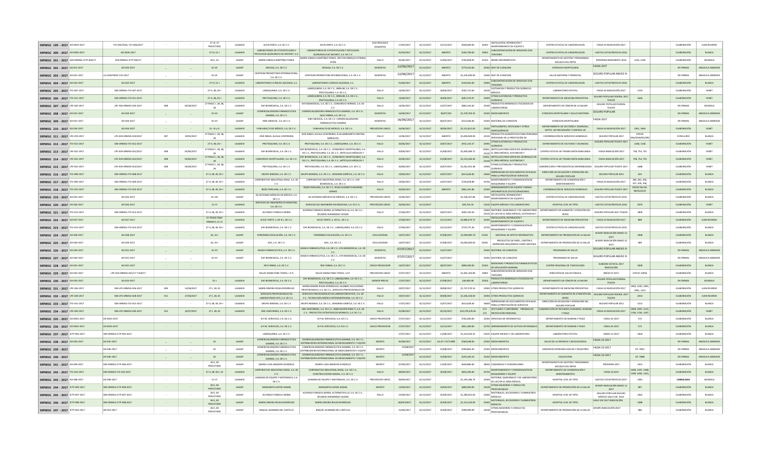| SRFMSG 199 - 2017 | AD-0029-2017 | ITD-003/2016, ITD-006/2017 | - | - | 27-III, 47 PENÚLTIMO | LAASSEN | ACCELPARTS, S.A. DE C.V. | ACCELPARTS, S.A. DE C.V. | DOS PROCESOS DESIERTOS | 17/05/2017 | 31/12/2017 | 31/12/2017 | $928,000.00 | 35401 | INSTALACIÓN, REPARACIÓN Y MANTENIMIENTO DE EQUIPO E | CENTRO ESTATAL DE CANCEROLOGÍA | FASSA 33 RADICACIÓN 2017 | | | ELABORACIÓN | JUAN RICARDO |
|---|---|---|---|---|---|---|---|---|---|---|---|---|---|---|---|---|---|---|---|---|---|
| SRFMSG 200 - 2017 | AD-0030-2017 | AD-0030-2017 | - | - | 27-III, 51-I | LAASSEN | LABORATORIOS DE CITOPATOLOGÍA Y PATOLOGÍA QUIRÚRGICA DE NAYARIT, S.A. | LABORATORIOS DE CITOPATOLOGÍA Y PATOLOGÍA QUIRÚRGICA DE NAYARIT, S.A. DE C.V. | FALLO | 01/03/2017 | 31/12/2017 | ABIERTO | $586,790.00 | 33901 | SUBCONTRATACIÓN DE SERVICIOS CON TERCEROS | CENTRO ESTATAL DE CANCEROLOGÍA | GASTOS CATASTRÓFICOS 2016 | | | ELABORACIÓN | BLANCA |
| SRFMSG 201 - 2017 | SSN-DRMSG-ICTP-008/17 | SSN-DRMSG-ICTP-008/17 | - | - | 26-II, 42 | LAASSP | MARÍA FABIOLA MARTÍNEZ PONCE | MARÍA FABIOLA MARTÍNEZ PONCE, HÉCTOR ENRIQUE ESTRADA AYÓN | FALLO | 05/06/2017 | 31/12/2017 | 15/06/2017 | $704,808.93 | 31501 | BIENES INFORMÁTICOS | DEPARTAMENTO DE GESTIÓN Y PROGRAMAS SOCIALES DEL REPSS | PROSPERA REMANENTE 2016 | 1235, 1240 | | ELABORACIÓN | GONZALO |
| SRFMSG 202 - 2017 | AD-033-2017 | AD-033-2017 | _ | _ | 41-VII | LAASSP | DEGASA, S.A. DE C.V. | DEGASA, S.A. DE C.V. | DESIERTAS | 12/06/2017 | 31/12/2017 | ABIERTO | $779,520.00 | 25402 | MAT DE CURACION | ATENCION HOSPITALARIA | FASSA 2017 | | | EN FIRMAS | ANGELICA ANDRADE |
| SRFMSG 203 - 2017 | AD-031-2017 | LA-018NYB007-E63-2017 | _ | _ | 41-VII | LAASSP | CENTRUM PROMOTORA INTERNACIONAL, S.A. DE C.V. | CENTRUM PROMOTORA INTERNACIONAL, S.A. DE C.V. | DESIERTAS | 12/06/2017 | 31/12/2017 | ABIERTO | $1,245,000.00 | 25402 | MAT DE CURACION | SALUD MATERNA Y PERINATAL | SEGURO POPULAR ANEXO IV | - | - | EN FIRMAS | ANGELICA ANDRADE |
| SRFMSG 204 - 2017 | AD-032-2017 | AD-032-2017 | - | - | 27-III, 51-I | LAASSEN | LABORATORIOS CLÍNICOS QUEZADA, S.C. | LABORATORIOS CLÍNICOS QUEZADA, S.C. | | 01/06/2017 | 31/12/2017 | ABIERTO | $549,662.80 | 33901 | SUBCONTRATACIÓN DE SERVICIOS CON TERCEROS | CENTRO ESTATAL DE CANCEROLOGÍA | GASTOS CATASTRÓFICOS 2016 | - | | ELABORACIÓN | BLANCA |
| SRFMSG 205 - 2017 | ITD-007-2017 | SSN-DRMSG-ITD-007-2017 | - | - | 27-II, 48, 50-I | LAASSEN | LABIOQUIMIA, S.A. DE C.V. | LABIOQUIMIA, S.A. DE C.V., ARBILAB, S.A. DE C.V., PROTOQUIMIA, S.A. DE C.V. | FALLO | 14/06/2017 | 31/12/2017 | 30/06/2017 | $592,713.60 | 25102 | SUSTANCIAS Y PRODUCTOS QUÍMICOS BÁSICOS | LABORATORIO ESTATAL | FASSA 33 RADICACIÓN 2017 | 1250 | | ELABORACIÓN | YANET |
| SRFMSG 206 - 2017 | ITD-011-2017 | SSN-DRMSG-ITD-011-2017 | - | - | 27-II, 48, 50-I | LAASSEN | PROTOQUIMIA, S.A. DE C.V. | LABIOQUIMIA, S.A. DE C.V., ARBILAB, S.A. DE C.V., PROTOQUIMIA, S.A. DE C.V. | FALLO | 14/06/2017 | 31/12/2017 | 30/06/2017 | $607,576.97 | 25901 | OTRAS SUSTANCIAS Y PRODUCTOS QUÍMICOS | DEPARTAMENTO DE MEDICINA PREVENTIVA | SEGURO POPULAR FEDERAL 2017 TESOFE | 1646 | | ELABORACIÓN | YANET |
| SRFMSG 207 - 2017 | LPE-020-2017 | LPE-SSN-DRMSG-020-2017 | 008 | 05/06/2017 | 27 FRACC I, 28, 38, 39 | LAASSEN | EHF BIOMEDICAL, S.A. DE C.V. | EHF BIOMEDICAL, S.A. DE C.V., CONSORCIO HERMES, S.A. DE C.V. | FALLO | 14/06/2017 | 31/12/2017 | 12/07/2017 | $865,545.60 | 25502 | PRODUCTOS MINERALES UTILIZADOS EN LABORATORIOS | DEPARTAMENTO DE CÁNCER DE LA MUJER | SEGURO POPULAR FEDERAL TESOFE | | | EN FIRMAS | GONZALO |
| SRFMSG 208 - 2017 | AD-035-2017 | AD-035-2017 | - | - | 41-VII | LAASSP | COMERCIALIZADORA FARMACEUTICA GAMMA, S.A. DE C.V. | COMERCIALIZADORA FARMACEUTICA GAMMA, S.A. DE C.V., QUO FARMA, S.A. DE C.V. | DESIERTAS | 16/06/2017 | 31/12/2017 | 06/07/201 | $1,378,704.32 | 25301 | MEDICAMENTOS | ATENCION HOSPITALARIA Y SALUD MATERNA | SEGURO POPULAR | | - | EN FIRMAS | ANGELICA ANDRADE |
| SRFMSG 209 - 2017 | AD-031-2017 | AD-039-2017 | _ | _ | 41-VII | LAASSP | VIBO MEDICAL, S.A. DE C.V. | VIBO MEDICAL, S.A. DE C.V. COMERCIALIZADORA FARMACEUTICA GAMMA | DESIERTAS | 16/06/2017 | 31/12/2017 | 06/07/2017 | $213,436.96 | 25401 | MATERIAL DE CURACION | ATENCION HOSPITALARIA | FASSA 2017 | | | EN FIRMAS | ANGELICA ANDRADE |
| SRFMSG 210 - 2017 | AD-034-2017 | AD-034-2017 | - | - | 51- III y VI | LAASSEN | PUBLIHEALTH DE MÉXICO, S.A. DE C.V. | PUBLIHEALTH DE MÉXICO, S.A. DE C.V. | PROVEEDOR UNICO | 16/06/2017 | 31/12/2017 | 30/06/2017 | $1,151,812.00 | 25201 | FERTILIZANTES, PESTICIDAS Y OTROS AGROQUÍMICOS | DEPARTAMENTO DE VECTORES Y ZOONOSIS, DEPTO. DE PREVENCIÓN Y CONTROL DE | FASSA 33 RADICACIÓN 2017 | 1305, 1964 | | ELABORACIÓN | YANET |
| SRFMSG 211 - 2017 | LPE-019-2017 | LPE-SSN-DRMSG-019-2017 | 007 | 19/05/2017 | 27 FRACC I, 28, 38, 39 | LAASSEN | JOSÉ ÁNGEL ALCALA CONTRERAS | JOSÉ ÁNGEL ALCALA CONTRERAS, ELSA MARGARITA PARTIDA MAÑUELOS | FALLO | 12/06/2017 | 31/12/2017 | ABIERTO | $5,000,000.00 | 22102 | PRODUCTOS ALIMENTICIOS PARA PERSONAS DERIVADAS DE LA PRESTACIÓN DE | COORDINACIÓN DE SERVICIOS GENERALES | SEGURO POPULAR 2017 | OFICIO DAF/DSN/001/66/ | | CONCLUIDO | BLANCA |
| SRFMSG 212 - 2017 | ITD-012-2017 | SSN-DRMSG-ITD-012-2017 | - | - | 27-II, 48, 50-I | LAASSEN | PROTOQUIMIA, S.A. DE C.V. | PROTOQUIMIA, S.A. DE C.V., LABIOQUIMIA, S.A. DE C.V. | FALLO | 20/06/2017 | 31/12/2017 | 20/07/2017 | $915,133.37 | 25901 | OTRAS SUSTANCIAS Y PRODUCTOS QUÍMICOS | DEPARTAMENTO DE VECTORES Y ZOONOSIS | SEGURO POPULAR TESOFE 2017 | 1248, 1246 | | ELABORACIÓN | YANET |
| SRFMSG 213 - 2017 | LPE-022-2017 | LPE-SSN-DRMSG-022/2017 | 008 | 05/06/2017 | 27 FRACC I, 28, 38, 39 | LAASSEN | EHF BIOMEDICAL, S.A. DE C.V. | EHF BIOMEDICAL, S.A. DE C.V., CONSORCIO HOSPITALARIO, S.A. DE C.V., PROTOQUIMIA, S.A. DE C.V., ARTÍCULOS MÉDICOS Y | FALLO | 20/06/2017 | 31/12/2017 | 01/08/2017 | $1,490,589.72 | 25401, 25102 | ARTÍCULOS PARA SERVICIOS GENERALES EN EL ÁREA MÉDICA, SUSTANCIAS Y | CENTRO ESTATAL DE TRANSFUSIÓN SANGUÍNEA | FASSA RADICACIÓN 2017 | 758, 754, 755 | | ELABORACIÓN | YANET |
| SRFMSG 214 - 2017 | LPE-022-2017 | LPE-SSN-DRMSG-022/2017 | 008 | 05/06/2017 | 27 FRACC I, 28, 38, 39 | LAASSEN | CONSORCIO HOSPITALARIO, S.A. DE C.V. | EHF BIOMEDICAL, S.A. DE C.V., CONSORCIO HOSPITALARIO, S.A. DE C.V., PROTOQUIMIA, S.A. DE C.V., ARTÍCULOS MÉDICOS Y | FALLO | 20/06/2017 | 31/12/2017 | 01/08/2017 | $2,210,268.40 | 25401, 25102 | ARTÍCULOS PARA SERVICIOS GENERALES EN EL ÁREA MÉDICA, SUSTANCIAS Y | CENTRO ESTATAL DE TRANSFUSIÓN SANGUÍNEA | FASSA RADICACIÓN 2017 | 758, 754, 755 | | ELABORACIÓN | YANET |
| SRFMSG 215 - 2017 | LPE-023-2017 | LPE-SSN-DRMSG-023/2017 | 008 | 05/06/2017 | 27 FRACC I, 28, 38, 39 | LAASSEN | PROTOQUIMIA, S.A. DE C.V. | PROTOQUIMIA, S.A. DE C.V., LABIOQUIMIA, S.A. DE C.V. | FALLO | 20/06/2017 | 31/12/2017 | 20/07/2017 | $1,061,825.08 | 25901 | OTRAS SUSTANCIAS Y PRODUCTOS QUÍMICOS | SUBDIRECCIÓN Y PREVENCIÓN DE ENFERMEDADES | SEGURO POPULAR TESOFE 2017 | 1668 | | ELABORACIÓN | YANET |
| SRFMSG 216 - 2017 | ITD-008-2017 | SSN-DRMSG-ITD-008-2017 | - | - | 27-II, 48, 49, 50-I | LAASSEN | GRUPO BANSHA, S.A. DE C.V. | GRUPO BANSHA, S.A. DE C.V., WAKARIKA GRÁFICA, S.A. DE C.V. | FALLO | 19/06/2017 | 31/12/2017 | 10/07/2017 | $613,628.40 | 33603 | IMPRESIONES DE DOCUMENTOS OFICIALES PARA LA PRESTACIÓN DE SERVICIOS | DIRECCIÓN DE AFILIACIÓN Y OPERACIÓN DEL SEGURO POPULAR | SEGURO POPULAR 2011 | 633 | | ELABORACIÓN | BLANCA |
| SRFMSG 217 - 2017 | ITD-009-2017 | SSN-DRMSG-ITD-009-2017 | - | - | 27-II, 48, 49, 50-I | LAASSEN | CORPORATIVO INDUSTRIAL ROXA, S.A. DE C.V. | CORPORATIVO INDUSTRIAL ROXA, S.A. DE C.V., EHF BIOMEDICAL, S.A. DE C.V. | FALLO | 19/06/2017 | 31/12/2017 | 10/07/2017 | $730,878.88 | 35701 | MANTENIMIENTO Y CONSERVACIÓN DE MAQUINARIA Y EQUIPO | DEPARTAMENTO DE CONSERVACIÓN Y MANTENIMIENTO | FASSA 33 RADICACIÓN 2017 | 284, 281, 356, 357, 358, 358, | | ELABORACIÓN | BLANCA |
| SRFMSG 218 - 2017 | ITD-010-2017 | SSN-DRMSG-ITD-010-2017 | - | - | 27-II, 48, 49, 50-I | LAASSEN | RIZZO PAPELERA, S.A. DE C.V. | RIZZO PAPELERA, S.A. DE C.V., ROSA ELIZABETH MORENO GÓMEZ | FALLO | 20/06/2017 | 31/12/2017 | ABIERTO | $861,201.86 | 32301 | ARRENDAMIENTO DE EQUIPO Y BIENES INFORMÁTICOS (FOTOCOPIADORAS) | COORDINACIÓN DE SERVICIOS GENERALES | SEGURO POPULAR TESOFE 2017 | OFICIO No DA-REPSS/0137 | | ELABORACIÓN | BLANCA |
| SRFMSG 219 - 2017 | AD-035-2017 | AD-035-2017 | - | - | 41-VIII | LAASSP | GE SISTEMAS MÉDICOS DE MÉXICO, S.A. DE C.V. | GE SISTEMAS MÉDICOS DE MÉXICO, S.A. DE C.V. | PROVEEDOR UNICO | 23/06/2017 | 31/12/2017 | | $1,336,347.84 | 35401 | INSTALACIÓN, REPARACIÓN Y MANTENIMIENTO DE EQUIPO E | CENTRO ESTATAL DE CANCEROLOGÍA | GASTOS CATASTRÓFICOS 2015 | | | ELABORACIÓN | BLANCA |
| SRFMSG 220 - 2017 | AD-036-2017 | AD-036-2017 | - | - | 51-VI | LAASSEN | SERVICIOS DE INGENIERÍA EN MEDICINA, S.A. DE C.V. | SERVICIOS DE INGENIERÍA EN MEDICINA, S.A. DE C.V. | PROVEEDOR UNICO | 26/06/2017 | 31/12/2017 | | $93,702.24 | 53102 | EQUIPO MÉDICO Y DE LABORATORIO | HOSPITAL CIVIL DE TEPIC | GASTOS CATASTRÓFICOS 2016 | 2079 | | ELABORACIÓN | YANET |
| SRFMSG 221 - 2017 | ITD-013-2017 | SSN-DRMSG-ITD-013-2017 | - | - | 27-II, 48, 49, 50-I | LAASSEN | ALFONSO FONSECA SIERRA | ALFONSO FONSECA SIERRA, ALTERNATIVA LG, S.A. DE C.V., RICARDO HERNÁNDEZ HUIZAR | FALLO | 27/06/2017 | 31/12/2017 | 18/07/2017 | $683,702.04 | 25402, 25102 | MATERIAL QUIRÚRGICO Y DE LABORATORIO DE USO EN EL ÁREA MÉDICA, SUSTANCIAS Y | DEPARTAMENTO DE GARANTÍA Y ATENCIÓN DEL REPSS | SEGURO POPULAR 2017 TESOFE | 1809 | | ELABORACIÓN | BLANCA |
| SRFMSG 222 - 2017 | AD-037-2017 | AD-037-2017 | - | - | 47-PENÚLTIMO PÁRRAFO, 51-IV | LAASSEN | ACCEL PARTS, S. DE R.L. DE C.V. | ACCEL PARTS, S. DE R.L. DE C.V. | FALLO | 27/06/2017 | 31/12/2017 | 31/12/2017 | $2,886,070.72 | 35401 | INSTALACIÓN, REPARACIÓN Y MANTENIMIENTO DE EQUIPO E | DEPARTAMENTO DE MEDICINA PREVENTIVA | FASSA 33 RADICACIÓN 2017 | 888 | | ELABORACIÓN | JUAN RICARDO |
| SRFMSG 223 - 2017 | ITD-014-2017 | SSN-DRMSG-ITD-014-2017 | - | - | 27-II, 48, 49, 50-I | LAASSEN | EHF BIOMEDICAL, S.A. DE C.V. | EHF BIOMEDICAL, S.A. DE C.V., LABIOQUIMIA, S.A. DE C.V. | FALLO | 27/06/2017 | 31/12/2017 | 31/12/2017 | $759,775.46 | 35701 | MANTENIMIENTO Y CONSERVACIÓN DE MAQUINARIA Y EQUIPO | CENTRO ESTATAL DE CANCEROLOGÍA | GASTOS CATASTRÓFICOS 2015 | | | ELABORACIÓN | BLANCA |
| SRFMSG 224 - 2017 | AD-038-2017 | AD-038-2017 | - | - | 26, III-I | LAASSP | FERNÁNDEZ EDUCACIÓN, S.A. DE C.V. | FERNÁNDEZ EDUCACIÓN, S.A. DE C.V. | EXCLUSIVIDAD | 14/07/2017 | 31/12/2017 | 07/08/2017 | $2,999,885.70 | 21501 | MATERIAL DE APOYO INFORMATIVO | DEPARTAMENTO DE PROMOCIÓN DE LA SALUD | AFASPE RADICACIÓN RAMO 12 2017 | 1908 | | ELABORACIÓN | BLANCA |
| SRFMSG 225 - 2017 | AD-039-2017 | AD-039-2017 | - | - | 26, III-I | LAASSP | ADC, S.A. DE C.V. | ADC, S.A. DE C.V. | EXCLUSIVIDAD | 14/07/2017 | 31/12/2017 | 07/08/2017 | $4,000,000.00 | 33301 | PRODUCTOS DE PAPEL, CARTÓN E IMPRESIÓN ADQUIRIDOS COMO MATERIA | DEPARTAMENTO DE PROMOCIÓN DE LA SALUD | AFASPE RADICACIÓN RAMO 12 2017 | 989 | | ELABORACIÓN | BLANCA |
| SRFMSG 226 - 2017 | AD-040-2017 | AD-031-2017 | - | - | 41-VII | LAASSP | GRIAES FARMACEUTICA, S.A. DE C.V. | GRIAES FARMACEUTICA, S.A. DE C.V., EHI BIOMEDICAL, S.A. DE C.V. | DESIERTAS | 07/07/2017 | 31/12/2017 | 31/07/2017 | | 25401 | MATERIAL DE CURACION | PROGRAMAS DE SALUD | SEGURO POPULAR ANEXO IV | | | EN FIRMAS | ANGELICA ANDRADE |
| SRFMSG 227 - 2017 | AD-040-2017 | AD-031-2017 | _ | _ | 41-VII | LAASSP | EHF BIOMEDICAL, S.A. DE C.V. | GRIAES FARMACEUTICA, S.A. DE C.V., EHI BIOMEDICAL, S.A. DE C.V. | DESIERTAS | 07/07/2017 | 31/12/2017 | 31/07/2017 | | 25401 | MATERIAL DE CURACION | PROGRAMAS DE SALUD | SEGURO POPULAR ANEXO IV | | | EN FIRMAS | ANGELICA ANDRADE |
| SRFMSG 228 - 2017 | AD-041-2017 | AD-041-2017 | | | | LAASSEN | REX FARMA, S.A. DE C.V. | REX FARMA, S.A. DE C.V. | ÚNICO PROVEEDOR | 14/07/2017 | 31/12/2017 | 28/07/2017 | $899,200.00 | 25301 | MEDICINAS Y PRODUCTOS FARMACEUTICOS DE APLICACIÓN HUMANA | CENTRO REGIONAL DE TOXICOLOGÍA | SUBSIDIO ESTATAL 2017 RADICACIÓN | 1838 | | ELABORACIÓN | BLANCA |
| SRFMSG 229 - 2017 | AD-042-2017 | LPE-SSN-DRMSG-025/17 Y 026/17 | | | | | SALUD DIGNA PARA TODOS, I.A.P. | SALUD DIGNA PARA TODOS, I.A.P. | PROVEEDOR UNICO | 27/07/2017 | 31/12/2017 | ABIERTO | $1,965,103.80 | 33901 | SUBCONTRATACIÓN DE SERVICIOS CON TERCEROS | DIRECCIÓN DE SALUD PUBLICA | ANEXO IV 2017 | OFICIO 10936 | | ELABORACIÓN | BLANCA |
| SRFMSG 230 - 2017 | AD-043-2017 | AD-043-2017 | - | - | 51-I | LAASSEN | EHF BIOMEDICAL, S.A. DE C.V. | EHF BIOMEDICAL, S.A. DE C.V., LABIOQUIMIA, S.A. DE C.V., PROTOQUIMIA, S.A. DE C.V. | MENOR PRECIO | 17/07/2017 | 31/12/2017 | 07/08/2017 | $36,902.48 | 25502 | PRODUCTOS MINERALES UTILIZADOS EN LABORATORIOS | DEPARTAMENTO DE CÁNCER DE LA MUJER | SEGURO POPULAR FEDERAL TESOFE | | | EN FIRMAS | GONZALO |
| SRFMSG 231 - 2017 | LPE-026-2017 | SSN-LPE-DRMSG-026-2017 | 009 | 14/06/2017 | 27-I, 28, 45 | LAASSEN | MARÍA ZENORA ROJAS RODRÍGUEZ | MARÍA ZENORA ROJAS RODRÍGUEZ, SALMAND SOLUCIONES PROFESIONALES, S.A. DE C.V., SERVICIOS PROFESIONALES EN | FALLO | 19/07/2017 | 31/12/2017 | 09/08/2017 | $1,747,570.16 | 25901 | OTROS PRODUCTOS QUÍMICOS | DEPARTAMENTO DE MEDICINA PREVENTIVA | FASSA 33 RADICACIÓN 2017 | 1943, 1320, 1945, 1941, 1321 | | ELABORACIÓN | JUAN RICARDO |
| SRFMSG 232 - 2017 | LPE-026-2017 | SSN-LPE-DRMSG-026-2017 | 011 | 27/06/2017 | 27-I, 28, 45 | LAASSEN | SERVICIOS PROFESIONALES EN LABORATORIOS NYS, S.A. DE C.V. | SERVICIOS PROFESIONALES EN LABORATORIOS NYS, S.A. DE C.V., TECNOLOGÍA MÉDICA INTERAMERICANA, S.A. DE C.V. | FALLO | 19/07/2017 | 31/12/2017 | 09/08/2017 | $1,506,318.00 | 25901 | OTROS PRODUCTOS QUÍMICOS | DEPARTAMENTO DE GARANTÍA DE ATENCIÓN DEL REPSS | SEGURO POPULAR FEDERAL 2017 TESOFE | 2014 | | ELABORACIÓN | JUAN RICARDO |
| SRFMSG 233 - 2017 | ITD-015-2017 | SSN-DRMSG-ITD-015-2017 | - | - | 27-II, 48, 49, 50-I | LAASSEN | GRUPO BANSHA, S.A. DE C.V. | GRUPO BANSHA, S.A. DE C.V., WAKARIKA GRÁFICA, S.A. DE C.V. | FALLO | 17/07/2017 | 31/12/2017 | 31/07/2017 | $613,628.40 | 33603 | IMPRESIONES DE DOCUMENTOS OFICIALES PARA LA PRESTACIÓN DE SERVICIOS | DIRECCIÓN DE AFILIACIÓN Y OPERACIÓN DEL SEGURO POPULAR | SEGURO POPULAR 2011 | 1313 | | ELABORACIÓN | BLANCA |
| SRFMSG 234 - 2017 | LPE-030-2017 | SSN-LPE-DRMSG-030-2017 | 012 | 18/07/2017 | 27-I, 28, 45 | LAASSEN | GRB UNIFORMES, S.A. DE C.V. | GRB UNIFORMES, S.A. DE C.V., INNOVACIÓN PARA TI, S.A. DE C.V., PROYECTOS ESTRATÉGICOS MONACO, S.A. DE C.V., | FALLO | 01/08/2017 | 31/12/2017 | 02/10/2017 | $10,278,378.46 | 271, 272 | VESTUARIO Y UNIFORMES PRENDAS DE PROTECCIÓN PERSONAL | SUBDIRECCIÓN DE RECURSOS HUMANOS, NÓMINA Y PAGO | FASSA 33 RADICACIÓN 2017 | 1099, 1097, 1115, 1106, 1116, 1107, | | ELABORACIÓN | BLANCA |
| SRFMSG 235 - 2017 | AD-0043-2017 | AD-0043-2017 | | | | | B.P.M. SERVICIOS, S.A. DE C.V. | B.P.M. SERVICIOS, S.A. DE C.V. | UNICO PROVEEDOR | 27/07/2017 | 31/12/2017 | 31/12/2017 | $765,600.00 | 33301 | SERVICIOS DE INFORMÁTICA | DEPARTAMENTO DE NOMINA Y PAGO | FASSA 33-2017 | 572 | | ELABORACIÓN | BLANCA |
| SRFMSG 236 - 2017 | AD-0044-2017 | AD-0044-2017 | | | | | B.P.M. SERVICIOS, S.A. DE C.V. | B.P.M. SERVICIOS, S.A. DE C.V. | UNICO PROVEEDOR | 27/07/2017 | 31/12/2017 | 31/12/2017 | $821,280.00 | 32701 | ARRENDAMIENTO DE ACTIVOS INTANGIBLES | DEPARTAMENTO DE NOMINA Y PAGO | FASSA 33-2017 | 573 | | ELABORACIÓN | BLANCA |
| SRFMSG 237 - 2017 | ICTP-005-2017 | SSN-DRMSG-ICTP-005-2017 | | | | | LABIOQUIMIA, S.A. DE C.V. | | | 27/07/2017 | 31/12/2017 | 11/08/2017 | $1,224,550.52 | 53101 | EQUIPO MEDICO Y DE LABORATORIO | LABORATORIO ESTATAL | RAMO 12-2017 | 1818 | | ELABORACIÓN | BLANCA |
| SRFMSG 238 - 2017 | AD-045-2017 | AD-045-2017 | _ | _ | 42 | LAASSP | COMERCIALIZADORA FARMACEUTICA GAMMA, S.A. DE C.V. | COMERCIALIZADORA FARMACEUTICA GAMMA, S.A. DE C.V., DISTRIBUIDORA INTERNACIONAL DE MEDICAMENTOS Y EQUIPO | MONTO | 01/08/2017 | 31/12/2017 | JULIO Y OCTUBRE | $560,648.00 | 25301 | MEDICAMENTOS | SALUD DE LA INFANCIA Y ADOLESCENCIA | FASSA 33-2017 | _ | | EN FIRMAS | ANGELICA ANDRADE |
| SRFMSG 239 - 2017 | | AD-046-2017 | _ | _ | 42 | LAASSP | COMERCIALIZADORA FARMACEUTICA GAMMA, S.A. DE C.V. | COMERCIALIZADORA FARMACEUTICA GAMMA, S.A. DE C.V., DISTRIBUIDORA INTERNACIONAL DE MEDICAMENTOS Y EQUIPO | MONTO | 15/08/2017 | 31/12/2017 | 31/08/2017 | $390,863.20 | 25301 | MEDICAMENTOS | URGENCIAS EPIDEMIOLOGICAS Y DESASTRES | FASSA 33-2017 | OF. 9891 | | EN FIRMAS | ANGELICA ANDRADE |
| SRFMSG 240 - 2017 | | AD-046-2017 | _ | _ | 42 | LAASSP | COMERCIALIZADORA FARMACEUTICA GAMMA, S.A. DE C.V. | COMERCIALIZADORA FARMACEUTICA GAMMA, S.A. DE C.V., DISTRIBUIDORA INTERNACIONAL DE MEDICAMENTOS Y EQUIPO | MONTO | 15/08/2017 | 31/12/2017 | 31/08/2017 | $259,169.24 | 25301 | MEDICAMENTOS | EDA/COLERA | FASSA 33-2017 | OF. 9898 | | EN FIRMAS | ANGELICA ANDRADE |
| SRFMSG 241 - 2017 | AD-049-2017 | SSN-DRMSG-ICTP-006-2017 | | | 26-III, 40 PENÚLTIMO | LAASSP | MARÍA LUISA AMADOR GONZÁLEZ | MARÍA LUISA AMADOR GONZÁLEZ | MONTO | 07/08/2017 | 31/12/2017 | 11/09/2017 | $649,880.00 | 38301 | CONGRESOS Y CONVENCIONES | DEPARTAMENTO DE GESTIÓN Y PROGRAMAS SOCIALES DEL REPSS | PROSPERA 2017 | 1931 | | ELABORACIÓN | BLANCA |
| SRFMSG 242 - 2017 | ITD-016-2017 | SSN-DRMSG-ITD-016-2017 | - | - | 27-II, 48, 50-I, 52 | LAASSEN | CORPORATIVO INDUSTRIAL ROXA, S.A. DE C.V. | CORPORATIVO INDUSTRIAL ROXA, S.A. DE C.V., CONSTRUCCIONES MADAL, S.A. DE C.V. | FALLO | 08/09/2017 | 31/12/2017 | 26/09/2017 | $853,296.00 | 35701 | MANTENIMIENTO Y CONSERVACIÓN DE MAQUINARIA Y EQUIPO | DEPARTAMENTO DE CONSERVACIÓN Y MANTENIMIENTO | FASSA 33 2017 | 1409, 1397, 1398, 1399, 1406, 1325, | | ELABORACIÓN | BLANCA |
| SRFMSG 243 - 2017 | AD-048-2017 | AD-048-2017 | | | 51-VI | LAASSEN | HUMANA DE EQUIPO Y MATERIALES, S.A. DE C.V. | HUMANA DE EQUIPO Y MATERIALES, S.A. DE C.V. | PROVEEDOR UNICO | 09/09/2017 | 31/12/2017 | | $1,192,286.74 | 25402 | MATERIAL QUIRÚRGICO Y DE LABORATORIO DE USO EN EL ÁREA MÉDICA | HOSPITAL CIVIL DE TEPIC | GASTOS CATASTRÓFICOS 2017 | 2301 | | CANCELADO | GONZALO |
| SRFMSG 244 - 2017 | ICTP-009-2017 | SSN-DRMSG-ICTP-009-2017 | | | 26-III, 40 PENÚLTIMO | LAASSP | MARGARITA SAFDIE KANAN | MARGARITA SAFDIE KANAN | MONTO | 13/09/2017 | 31/12/2017 | 19/09/2017 | $800,000.00 | 33104 | OTRAS ASESORÍAS Y CONSULTAS PROFESIONALES | DEPARTAMENTO DE PROMOCIÓN DE LA SALUD | AFASPE RADICACIÓN RAMO 12 2017 | 987 | | ELABORACIÓN | BLANCA |
| SRFMSG 245 - 2017 | ICTP-007-2017 | SSN-DRMSG-ICTP-007-2017 | | | 26-III, 40 PENÚLTIMO | LAASSP | ALFONSO FONSECA SIERRA | ALFONSO FONSECA SIERRA, ALTERNATIVA LG, S.A. DE C.V., RICARDO HERNÁNDEZ HUIZAR | FALLO | 15/08/2017 | 31/12/2017 | 25/09/2017 | $1,380,052.00 | 25401 | MATERIALES, ACCESORIOS Y SUMINISTROS MÉDICOS | HOSPITAL CIVIL DE TEPIC | SEGURO POPULAR SEGURO MÉDICO SIGLO XXI 2016 | 2365 | | ELABORACIÓN | BLANCA |
| SRFMSG 246 - 2017 | ICTP-008-2017 | SSN-DRMSG-ICTP-008-2017 | | | 26-III, 40 PENÚLTIMO | LAASSP | MARÍA ZENORA ROJAS RODRÍGUEZ | MARÍA ZENORA ROJAS RODRÍGUEZ | FALLO | 18/09/2017 | 31/12/2017 | 25/09/2017 | $1,313,410.00 | 25401 | MATERIALES, ACCESORIOS Y SUMINISTROS MÉDICOS | HOSPITAL CIVIL DE TEPIC | SIGLO XXI 2017 RADICACIÓN | 2388 | | ELABORACIÓN | BLANCA |
| SRFMSG 247 - 2017 | ICTP-010-2017 | AD-052-2017 | | | 26-III, 40 PENÚLTIMO | LAASSP | RAQUEL ALMANZA DEL CASTILLO | RAQUEL ALMANZA DEL CASTILLO | | 15/09/2017 | 31/12/2017 | 25/09/2017 | $389,999.99 | 33104 | OTRAS ASESORÍAS Y CONSULTAS PROFESIONALES | DEPARTAMENTO DE PROMOCIÓN DE LA SALUD | AFASPE RADICACIÓN 2017 | 986 | | ELABORACIÓN | BLANCA |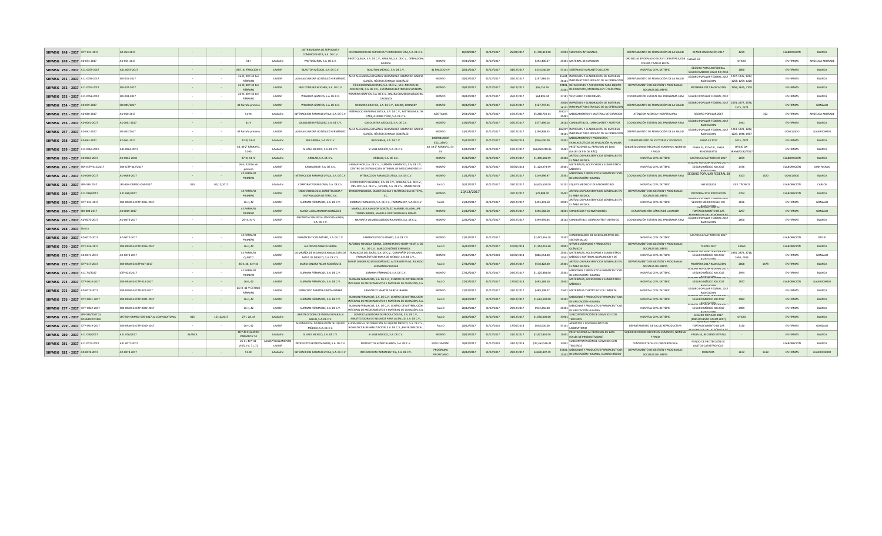| | | | | | | | | | | | | | | | | | | | | | |
|---|---|---|---|---|---|---|---|---|---|---|---|---|---|---|---|---|---|---|---|---|---|
| SRFMSG 248 - 2017 | ICTP-011-2017 | AD-053-2017 | - | - | | | DISTRIBUIDORA DE SERVICIOS Y COMERCIOS OTA, S.A. DE C.V. | DISTRIBUIDORA DE SERVICIOS Y COMERCIOS OTA, S.A. DE C.V. | | | 18/09/2017 | 31/12/2017 | 25/09/2017 | $1,700,319.00 | 33903 | SERVICIOS INTEGRALES | DEPARTAMENTO DE PROMOCIÓN DE LA SALUD | AFASPE RADICACIÓN 2017 | 1239 | | ELABORACIÓN | BLANCA |
| SRFMSG 249 - 2017 | AD-054-2017 | AD-054-2017 | _ | _ | 51-I | LAASAEN | PROTOQUIMA, S.A. DE C.V. | PROTOQUIMA, S.A. DE C.V., ARBILAB, S.A. DE C.V., OPERADORA MEDICA | MONTO | | 09/11/2017 | 31/12/2017 | | $292,406.27 | 25401 | MATERIAL DE CURACION | URGENCIAS EPIDEMIOLOGICAS Y DESASTRES, EDA COLERA Y SALUD BUCAL | FASSA 33 | OFICIO | | EN FIRMAS | ANGELICA ANDRADE |
| SRFMSG 250 - 2017 | A.D. 0055-2017 | A.D. 0055-2017 | - | - | ART. 41 FRACCION V | LAASSP | BLAUTON MÉXICO, S.A. DE C.V. | BLAUTON MÉXICO, S.A. DE C.V. | 41 FRACCION V | | 28/11/2017 | 31/12/2017 | 04/12/2017 | $314,060.00 | 53101 | SISTEMA DE IMPLANTE COCLEAR | HOSPITAL CIVIL DE TEPIC | SEGURO POPULAR FEDERAL SEGURO MEDICO SIGLO XXI 2013 | 2860 | | EN FIRMAS | BLANCA |
| SRFMSG 251 - 2017 | A.D. 0056-2017 | SDI-001-2017 | - | - | 26-III, 40 Y 42 1er PÁRRAFO | LAASSP | ALDA ALEJANDRA GONZÁLEZ HERNÁNDEZ | ALDA ALEJANDRA GONZÁLEZ HERNÁNDEZ, ARMANDO GARCÍA GARCÍA, HÉCTOR ZENAIDA GONZÁLEZ | MONTO | | 08/12/2017 | 31/12/2017 | 26/12/2017 | $297,988.05 | 33604, 36101 | IMPRESIÓN Y ELABORACIÓN DE MATERIAL INFORMATIVO DERIVADO DE LA OPERACIÓN | DEPARTAMENTO DE PROMOCIÓN DE LA SALUD | SEGURO POPULAR FEDERAL 2017 RADICACION | 1227, 1235, 1237, 1258, 1259, 1228 | | EN FIRMAS | BLANCA |
| SRFMSG 252 - 2017 | A.D. 0057-2017 | SDI-007-2017 | - | - | 26-III, 40 Y 42 1er PÁRRAFO | LAASSP | F&G COMUNICACIONES, S.A. DE C.V. | F&G COMUNICACIONES, S.A. DE C.V., M.G. MICROS DE OCCIDENTE, S.A. DE C.V., ESTANDAR ELECTRONICS SYSTEMS, | MONTO | | 08/12/2017 | 31/12/2017 | 26/12/2017 | $56,155.16 | 29401, 21401 | REFACCIONES Y ACCESORIOS PARA EQUIPO DE COMPUTO, MATERIALES Y ÚTILES PARA | DEPARTAMENTO DE GESTIÓN Y PROGRAMAS SOCIALES DEL REPSS | PROSPERA 2017 RADICACIÓN | 2959, 2625, 2709 | | EN FIRMAS | BLANCA |
| SRFMSG 253 - 2017 | A.D. 0058-2017 | SDI-004-2017 | - | - | 26-III, 40 Y 42 1er PÁRRAFO | LAASSP | WIXARIKA GRAFICA, S.A. DE C.V. | WIXARIKA GRAFICA, S.A. DE C.V., DALIRA COMERCIALIZADORA, CKONADY | MONTO | | 08/12/2017 | 31/12/2017 | 26/12/2017 | $64,895.04 | 27101 | VESTUARIO Y UNIFORMES | COORDINACIÓN ESTATAL DEL PROGRAMA FAM | SEGURO POPULAR FEDERAL 2017 | - | | EN FIRMAS | BLANCA |
| SRFMSG 254 - 2017 | AD-059-2017 | SDI 005/2017 | - | - | 42 Párrafo primero | LAASSP | WIXARIKA GRAFICA, S.A. DE C.V. | WIXARIKA GRAFICA, S.A. DE C.V., DALIRA, CKONADY | MONTO | | 08/12/2017 | 31/12/2017 | 15/12/2017 | $127,737.25 | 33604, 36101 | IMPRESIÓN Y ELABORACIÓN DE MATERIAL INFORMATIVO DERIVADO DE LA OPERACIÓN | DEPARTAMENTO DE PROMOCIÓN DE LA SALUD | SEGURO POPULAR FEDERAL 2017 | 2578, 2577, 2576, 2575, 2574 | | EN FIRMAS | GONZALO |
| SRFMSG 255 - 2017 | AD-060-2017 | AD-060-2017 | - | - | 51-XII | LAASAEN | INTERACCION FARMACEUTICA, S.A. DE C.V. | INTERACCION FARMACEUTICA, S.A. DE C.V., PASTEUR HEALTH CARE, GERARD YERR, S.A. DE C.V. | AGOTADAS | | 29/11/2017 | 31/12/2017 | 15/12/2017 | $5,288,720.14 | 25401 Y 25301 | MEDICAMENTOS Y MATERIAL DE CURACION | ATENCION MEDICA Y HOSPITALARIA | SEGURO POPULAR 2017 | - | 322 | EN FIRMAS | ANGELICA ANDRADE |
| SRFMSG 256 - 2017 | AD-0061-2017 | AD-0061-2017 | - | - | 41-V | LAASSP | GASOLINERA VÁZQUEZ, S.A. DE C.V. | GASOLINERA VÁZQUEZ, S.A. DE C.V. | MONTO | | 13/12/2017 | 31/12/2017 | 26/12/2017 | $377,496.18 | 26102 | COMBUSTIBLES, LUBRICANTES Y ADITIVOS | COORDINACIÓN ESTATAL DEL PROGRAMA FAM | SEGURO POPULAR FEDERAL 2017 RADICACION | 2441 | | EN FIRMAS | BLANCA |
| SRFMSG 257 - 2017 | AD-062-2017 | SDI 002/2017 | - | - | 42 Párrafo primero | LAASSP | ALDA ALEJANDRA GONZÁLEZ HERNÁNDEZ | ALDA ALEJANDRA GONZÁLEZ HERNÁNDEZ, ARMANDO GARCÍA GARCÍA, HÉCTOR ZENAIDA GONZÁLEZ | MONTO | | 13/12/2017 | 31/12/2017 | 26/12/2017 | $290,848.55 | 33604 Y 36101 | IMPRESIÓN Y ELABORACIÓN DE MATERIAL INFORMATIVO DERIVADO DE LA OPERACIÓN | DEPARTAMENTO DE PROMOCIÓN DE LA SALUD | SEGURO POPULAR FEDERAL 2017 RADICACION | 1218, 1221, 1222, 1223, 1966, 1967 | | CONCLUIDO | JUAN RICARDO |
| SRFMSG 258 - 2017 | AD-063-2017 | AD-063-2017 | - | - | 47-IV, 51-VI | LAASAEN | REX FARMA, S.A. DE C.V. | REX FARMA, S.A. DE C.V. | DISTRIBUIDOR EXCLUSIVO | | 15/12/2017 | 31/12/2017 | 05/01/2018 | $996,040.00 | 25301 | MEDICAMENTOS Y PRODUCTOS FARMACEUTICOS DE APLICACIÓN HUMANA | DEPARTAMENTO DE VECTORES Y ZOONOSIS | FASSA 33 2017 | 3015, 2972 | | EN FIRMAS | BLANCA |
| SRFMSG 259 - 2017 | A.D. 0064-2017 | A.D. 0064-2017 | - | - | 48, 49 2° PÁRRAFO, 51-XII | LAASAEN | SI VALE MEXICO, S.A. DE C.V. | SI VALE MEXICO, S.A. DE C.V. | 48, 49 2° PÁRRAFO, 51-XII | | 14/12/2017 | 31/12/2017 | 19/12/2017 | $68,860,218.96 | 15401 | PRESTACIONES AL PERSONAL DE BASE (VALES DE FIN DE AÑO) | SUBDIRECCIÓN DE RECURSOS HUMANOS, NOMINA Y PAGO | FASSA 33, ESTATAL, FASSA RENDIMIENTO | OFICIO SA-SRHNP/0582/2017 | | EN FIRMAS | BLANCA |
| SRFMSG 260 - 2017 | AD-0065-2017 | AD-0065-2018 | - | - | 27-III, 51-IV | LAASAEN | ARBILAB, S.A. DE C.V. | ARBILAB, S.A. DE C.V. | MONTO | | 15/12/2017 | 31/12/2017 | 27/12/2017 | $1,490,101.99 | 25402 | ARTÍCULOS PARA SERVICIOS GENERALES EN EL ÁREA MÉDICA | HOSPITAL CIVIL DE TEPIC | GASTOS CATASTROFICOS 2017 | 2699 | | ELABORACIÓN | BLANCA |
| SRFMSG 261 - 2017 | SSN-ICTP-012/2017 | SSN-ICTP-012/2017 | - | - | 26-II, 42 Párrafo primero | LAASSP | FARMASHOP, S.A. DE C.V. | FARMASHOP, S.A. DE C.V., SURMAN FARMACOS, S.A. DE C.V., CENTRO DE DISTRIBUCIÓN INTEGRAL DE MEDICAMENTOS Y | MONTO | | 15/12/2017 | 31/12/2017 | 05/01/2018 | $1,124,278.99 | 25401 | MATERIALES, ACCESORIOS Y SUMINISTROS MÉDICOS | HOSPITAL CIVIL DE TEPIC | SEGURO POPULAR FEDERAL 2017 SEGURO MÉDICO XXI 2017 RADICACIÓN | 2476 | | ELABORACIÓN | JUAN RICRDO |
| SRFMSG 262 - 2017 | AD-0066-2017 | AD-0066-2017 | - | - | 42 PÁRRAFO PRIMERO | LAASSP | INTERACCION FARMACEUTICA, S.A. DE C.V. | INTERACCION FARMACEUTICA, S.A. DE C.V. | MONTO | | 11/12/2017 | 31/12/2017 | 22/12/2017 | $269,996.97 | 25301 | MEDICINAS Y PRODUCTOS FARMACEUTICOS DE APLICACIÓN HUMANA | COORDINACIÓN ESTATAL DEL PROGRAMA FAM | SEGUIRO POPULAR FEDERAL 20 | 3103 | 1320 | CONCLUIDO | BLANCA |
| SRFMSG 263 - 2017 | LPE-044-2017 | LPE-SSN-ORMSG-044-2017 | 014 | 05/12/2017 | | LAASAEN | CORPORATIVO BEGENIA, S.A. DE C.V. | CORPORATIVO BEGENIA, S.A. DE C.V., ARBILAB, S.A. DE C.V., PRN DCC, S.A. DE C.V., SEVEME, S.A. DE C.V., UNIMEDIC DE | FALLO | | 20/12/2017 | 31/12/2017 | 29/12/2017 | $4,625,500.00 | 53101 | EQUIPO MÉDICO Y DE LABORATORIO | HOSPITAL CIVIL DE TEPIC | AXE LIQUIDA | EXP. TÉCNICO | | ELABORACIÓN | CARLOS |
| SRFMSG 264 - 2017 | A.D. 068/2017 | A.D. 068/2017 | - | - | 42 PÁRRAFO PRIMERO | LAASSP | ENDOCRINOLOGIA, DIABETOLOGIA Y NUTRIOLOGIA DE TEPIC, S.C. | ENDOCRINOLOGIA, DIABETOLOGIA Y NUTRIOLOGIA DE TEPIC, S.C. | MONTO | | 20/12/2017 | | 01/12/2017 | $79,808.00 | 25401 | ARTÍCULOS PARA SERVICIOS GENERALES EN EL ÁREA MÉDICA | DEPARTAMENTO DE GESTIÓN Y PROGRAMAS SOCIALES DEL REPSS | PROSPERA 2017 RADICACION | 2794 | | ELABORACIÓN | BLANCA |
| SRFMSG 265 - 2017 | ICTP-015-2017 | SSN-ORMSG-ICTP-0015-2017 | - | - | 26-II, 42 | LAASSP | SURMAN FÁRMACOS, S.A. DE C.V. | SURMAN FÁRMACOS, S.A. DE C.V., FARMASHOP, S.A. DE C.V. | FALLO | | 21/12/2017 | 31/12/2017 | 29/12/2017 | $493,391.50 | 25901 | ARTÍCULOS PARA SERVICIOS GENERALES EN EL ÁREA MÉDICA | HOSPITAL CIVIL DE TEPIC | SEGURO POPULAR FEDERAL 2017 SEGURO MÉDICO SIGLO XXI RADICACIÓN | 2876 | | EN FIRMAS | GONZALO |
| SRFMSG 266 - 2017 | SDI 008-2017 | AD 0069-2017 | - | - | 42 PÁRRAFO PRIMERO | LAASSP | MARÍA LUISA AMADOR GONZÁLEZ | MARÍA LUISA AMADOR GONZÁLEZ, MARIBEL GUADALUPE TORRES IBARRA, MARIELA JUDITH ROSALES ARMAS | MONTO | | 21/12/2017 | 31/12/2017 | 29/12/2017 | $296,582.50 | 38301 | CONGRESOS Y CONVENCIONES | DEPARTAMENTO CÁNCER DE LA MUJER | FORTALECIMIENTO DE LAS ACCIONES DE SALUD PÚBLICA EN | 2297 | | EN FIRMAS | GONZALO |
| SRFMSG 267 - 2017 | AD-0070-2017 | AD-0070-2017 | - | - | 26-III, 41-V | LAASSP | NAYARITA COMERCIALIZADORA AURIA, S.A. DE C.V. | NAYARITA COMERCIALIZADORA AURIA, S.A. DE C.V. | MONTO | | 22/12/2017 | 31/12/2017 | 26/12/2017 | $399,995.84 | 26102 | COMBUSTIBLE, LUBRICANTES Y ADITIVOS | COORDINACIÓN ESTATAL DEL PROGRAMA FAM | SEGURO POPULAR FEDERAL 2017 RADICACION | 2600 | | EN FIRMAS | BLANCA |
| SRFMSG 268 - 2017 | blanca | | | | | | | | | | | | | | | | | | | | | |
| SRFMSG 269 - 2017 | AD-0072-2017 | AD-0072-2017 | - | - | 42 PÁRRAFO PRIMERO | LAASSP | FARMACEUTICOS MAYPO, S.A. DE C.V. | FARMACEUTICOS MAYPO, S.A. DE C.V. | MONTO | | 22/12/2017 | 31/12/2017 | | $2,497,346.28 | 25302 | CUADRO BÁSICO DE MEDICAMENTOS DEL SECTOR SALUD | HOSPITAL CIVIL DE TEPIC | GASTOS CATASTROFICOS 2017 | | | ELABORACIÓN | OTILIO |
| SRFMSG 270 - 2017 | ICTP-016-2017 | SSN-ORMSG-ICTP-0016-2017 | - | - | 26-II, 42 | LAASSP | ALFONSO FONSECA SIERRA | ALFONSO FONSECA SIERRA, CORPORATIVO HOSPI-VENT, S. DE R.L. DE C.V., MARCOS GÓMEZ ESPINOZA | FALLO | | 26/12/2017 | 31/12/2017 | 10/01/2018 | $1,214,241.60 | 25901 | OTRAS SUSTANCIAS Y PRODUCTOS QUÍMICOS | DEPARTAMENTO DE GESTIÓN Y PROGRAMAS SOCIALES DEL REPSS | TESOFE 2017 | 24060 | | ELABORACIÓN | BLANCA |
| SRFMSG 271 - 2017 | AD-0073-2017 | AD-0073-2017 | - | - | 42 PÁRRAFO QUINTO | LAASSP | COMPAÑÍA DE INSUMOS Y FARMACEUTICOS MAYA DE MÉXICO, S.A. DE C.V. | FÁRMACOS DEL BAJÍO, S.A. DE C.V., COMPAÑÍA DE INSUMOS FARMACÉUTICOS MAYA DE MÉXICO, S.A. DE C.V., | MONTO | | 29/12/2017 | 31/12/2018 | 18/01/2018 | $886,054.40 | 25401, 25501 | MATERIALES, ACCESORIOS Y SUMINISTROS MÉDICOS, MATERIAL QUIRURGICO Y DE | HOSPITAL CIVIL DE TEPIC | SEGURO POPULAR FEDERAL 2017 SEGURO MÉDICO XXI 2017 RADICACIÓN | 2866, 2872, 2718, 2666, 2509 | | EN FIRMAS | GONZALO |
| SRFMSG 272 - 2017 | ICTP-017-2017 | SSN-ORMSG-ICTP-017-2017 | - | - | 26-II, 40, 42 Y 43 | LAASSP | MARÍA DINORA ROJAS RODRÍGUEZ | MARÍA DINORA ROJAS RODRÍGUEZ, ALTERNATIVA LG, RICARDO HERNÁNDEZ HUIZAR | FALLO | | 27/12/2017 | 31/12/2017 | 29/12/2017 | $576,422.40 | 25401 | ARTÍCULOS PARA SERVICIOS GENERALES EN EL ÁREA MÉDICA | DEPARTAMENTO DE GESTIÓN Y PROGRAMAS SOCIALES DEL REPSS | PROSPERA 2017 RADICACIÓN | 2808 | 1470 | EN FIRMAS | BLANCA |
| SRFMSG 273 - 2017 | A.D. 74/2017 | ICTP 024/2017 | - | - | 42 PÁRRAFO PRIMERO | LAASSP | SURMAN FÁRMACOS, S.A. DE C.V. | SURMAN FÁRMACOS, S.A. DE C.V. | MONTO | | 27/12/2017 | 31/12/2017 | 29/12/2017 | $1,125,884.00 | 25301 | MEDICINAS Y PRODUCTOS FARMACEUTICOS DE APLICACIÓN HUMANA | HOSPITAL CIVIL DE TEPIC | SEGURO POPULAR FEDERAL 2017 SEGURO MÉDICO XXI 2017 RADICACIÓN | 2994 | | EN FIRMAS | BLANCA |
| SRFMSG 274 - 2017 | ICTP-0019-2017 | SSN-ORMSG-ICTP-014-2017 | - | - | 26-II, 42 | LAASSP | SURMAN FÁRMACOS, S.A. DE C.V. | SURMAN FÁRMACOS, S.A. DE C.V., CENTRO DE DISTRIBUCIÓN INTEGRAL DE MEDICAMENTOS Y MATERIAL DE CURACIÓN, S.A. | FALLO | | 27/12/2017 | 31/12/2017 | 17/01/2018 | $395,169.20 | 25401 | MATERIALES, ACCESORIOS Y SUMINISTROS MÉDICOS | HOSPITAL CIVIL DE TEPIC | SEGURO POPULAR FEDERAL 2017 SEGURO MÉDICO XXI 2017 RADICACIÓN | 2877 | | ELABORACIÓN | JUAN RICARDO |
| SRFMSG 275 - 2017 | AD-0075-2017 | SSN-ORMSG-ICTP-020-2017 | - | - | 26-III, 41-V ÚLTIMO PÁRRAFO | LAASSP | FRANCISCO MARTÍN GARCÍA IBARRA | FRANCISCO MARTÍN GARCÍA IBARRA | MONTO | | 27/12/2017 | 31/12/2017 | 31/12/2017 | $488,348.07 | 21601 | MATERIALES Y ARTÍCULOS DE LIMPIEZA | HOSPITAL CIVIL DE TEPIC | SEGURO POPULAR FEDERAL 2017 RADICACION | - | | EN FIRMAS | BLANCA |
| SRFMSG 276 - 2017 | ICTP-0021-2017 | SSN-ORMSG-ICTP-0021-2017 | - | - | 26-II, 42 | LAASSP | SURMAN FÁRMACOS, S.A. DE C.V. | SURMAN FÁRMACOS, S.A. DE C.V., CENTRO DE DISTRIBUCIÓN INTEGRAL DE MEDICAMENTOS Y MATERIAL DE CURACIÓN, S.A. | FALLO | | 28/12/2017 | 31/12/2017 | 29/12/2017 | $1,662,190.00 | 25301 | MEDICINAS Y PRODUCTOS FARMACEUTICOS DE APLICACIÓN HUMANA | HOSPITAL CIVIL DE TEPIC | SEGURO POPULAR FEDERAL 2017 SEGURO MÉDICO XXI 2017 RADICACIÓN | 2982 | | EN FIRMAS | BLANCA |
| SRFMSG 277 - 2017 | ICTP-0022-2017 | SSN-ORMSG-ICTP-0022-2017 | - | - | 26-II, 42 | LAASSP | SURMAN FÁRMACOS, S.A. DE C.V. | SURMAN FÁRMACOS, S.A. DE C.V., CENTRO DE DISTRIBUCIÓN INTEGRAL DE MEDICAMENTOS Y MATERIAL DE CURACIÓN, S.A. | FALLO | | 28/12/2017 | 31/12/2017 | 29/12/2017 | $992,250.00 | 25301 | MEDICINAS Y PRODUCTOS FARMACEUTICOS DE APLICACIÓN HUMANA | HOSPITAL CIVIL DE TEPIC | SEGURO POPULAR FEDERAL 2017 SEGURO MÉDICO XXI 2017 RADICACIÓN | 2989 | | EN FIRMAS | BLANCA |
| SRFMSG 278 - 2017 | LPE-035/2017 2a CONVOCATORIA | LPE-SSN-ORMSG-035-2017 2a CONVOCATORIA | 015 | 15/12/2017 | 27-I, 28, 45 | LAASAEN | ABASTECEDORA DE INSUMOS PARA LA SALUD, S.A. DE C.V. | COMERCIALIZADORA DE PRODUCTOS VE, S.A. DE C.V., ABASTECEDORA DE INSUMOS PARA LA SALUD, S.A. DE C.V., | FALLO | | 28/12/2017 | 31/12/2017 | 31/12/2017 | $1,650,800.00 | 33901 | SUBCONTRATACIÓN DE SERVICIOS CON TERCEROS | HOSPITAL CIVIL DE TEPIC | SEGURO POPULAR 2017 (PRESUPUESTO SOCUM 2017) | OFICIO | | EN FIRMAS | BLANCA |
| SRFMSG 279 - 2017 | ICTP-0019-2017 | SSN-ORMSG-ICTP-0019-2017 | - | - | 26-II, 42 | LAASSP | ALEXMEDICAL DISTRIBUCIÓN DE EQUIPO MÉDICO, S.A. DE C.V. | ALEXMEDICAL DISTRIBUCIÓN DE EQUIPO MÉDICO, S.A. DE C.V., BIOMEDICS & REHABILITACIÓN, S.A. DE C.V., EHF BIOMEDICAL, | FALLO | | 28/12/2017 | 31/12/2018 | 17/01/2018 | $649,000.00 | 53101 | APARATOS E INSTRUMENTOS DE LABORATORIO | DEPARTAMENTO DE SALUD REPRODUCTIVA | FORTALECIMIENTO DE LAS ACCIONES DE SALUD PÚBLICA EN | 3120 | | EN FIRMAS | GONZALO |
| SRFMSG 280 - 2017 | A.D. 076/2017 | A.D. 076/2017 | BLANCA | | 48 Y 49 SEGUNDO PÁRRAFO Y 51 | LAASAEN | SI VALE MEXICO, S.A. DE C.V. | SI VALE MEXICO, S.A. DE C.V. | MONTO | | 28/12/2017 | 31/12/2017 | 31/12/2017 | $2,427,840.00 | 15403 | PRESTACIONES AL PERSONAL DE BASE (VALES DE PRODUCTIVIDAD) | SUBDIRECCIÓN DE RECURSOS HUMANOS, NOMINA Y PAGO | FASSA 33, RECURSO ESTATAL | - | | EN FIRMAS | BLANCA |
| SRFMSG 281 - 2017 | A.D. 0077-2017 | A.D. 0077-2017 | - | - | 26-III, 40 Y 41-VI/22-V, 71, 72 | LAASSP/REGLAMENTO LAASSP | PRODUCTOS HOSPITALARIOS, S.A. DE C.V. | PRODUCTOS HOSPITALARIOS, S.A. DE C.V. | EXCLUSIVIDAD | | 28/12/2017 | 31/12/2018 | 31/12/2018 | $17,863,556.01 | 33901 | SUBCONTRATACIÓN DE SERVICIOS CON TERCEROS | CENTRO ESTATAL DE CANCEROLOGÍA | FONDO DE PROTECCIÓN DE GASTOS CATASTRÓFICOS | | | EN FIRMAS | BLANCA |
| SRFMSG 282 - 2017 | AD-0078-2017 | AD-0078-2017 | - | - | 51-XII | LAASAEN | INTERACCION FARMACEUTICA, S.A. DE C.V. | INTERACCION FARMACEUTICA, S.A. DE C.V. | PROGRAMA PRIORITARIO | | 28/12/2017 | 31/12/2017 | 29/12/2017 | $4,830,497.49 | 25301, 25302 | MEDICINAS Y PRODUCTOS FARMACEUTICOS DE APLICACIÓN HUMANA, CUADRO BÁSICO | DEPARTAMENTO DE GESTIÓN Y PROGRAMAS SOCIALES DEL REPSS | PROSPERA | 2672 | 1510 | EN FIRMAS | JUAN RICARDO |